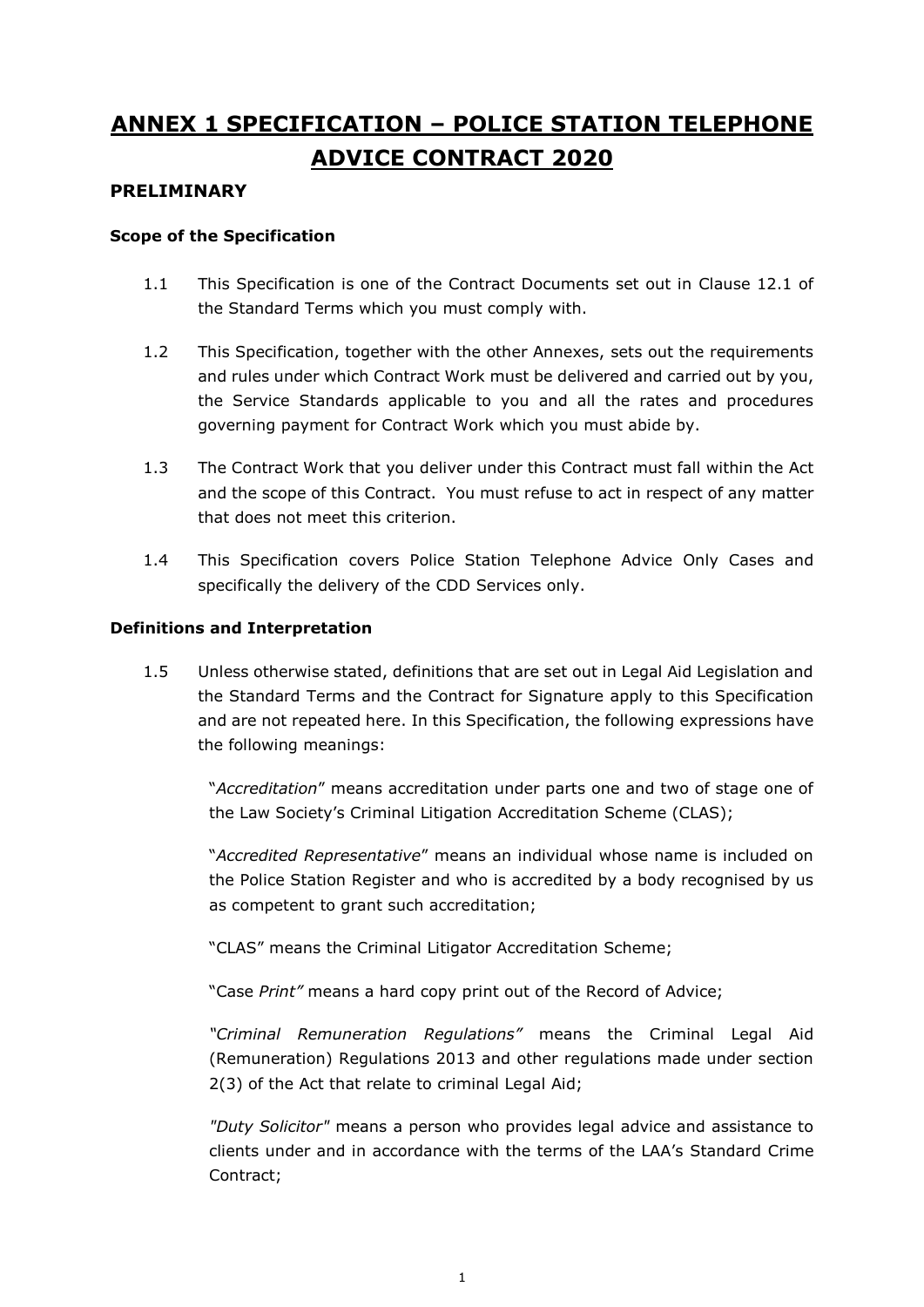# ANNEX 1 SPECIFICATION – POLICE STATION TELEPHONE ADVICE CONTRACT 2020

## PRELIMINARY

### Scope of the Specification

1.1 This Specification is one of the Contract Documents set out in Clause 12.1 of the Standard Terms which you must comply with.

1.2 This Specification, together with the other Annexes, sets out the requirements and rules under which Contract Work must be delivered and carried out by you, the Service Standards applicable to you and all the rates and procedures governing payment for Contract Work which you must abide by.

1.3 The Contract Work that you deliver under this Contract must fall within the Act and the scope of this Contract. You must refuse to act in respect of any matter that does not meet this criterion.

1.4 This Specification covers Police Station Telephone Advice Only Cases and specifically the delivery of the CDD Services only.

### Definitions and Interpretation

1.5 Unless otherwise stated, definitions that are set out in Legal Aid Legislation and the Standard Terms and the Contract for Signature apply to this Specification and are not repeated here. In this Specification, the following expressions have the following meanings:

"*Accreditation*" means accreditation under parts one and two of stage one of the Law Society's Criminal Litigation Accreditation Scheme (CLAS);

"*Accredited Representative*" means an individual whose name is included on the Police Station Register and who is accredited by a body recognised by us as competent to grant such accreditation;

"CLAS" means the Criminal Litigator Accreditation Scheme;

"Case *Print"* means a hard copy print out of the Record of Advice;

*"Criminal Remuneration Regulations"* means the Criminal Legal Aid (Remuneration) Regulations 2013 and other regulations made under section 2(3) of the Act that relate to criminal Legal Aid;

*"Duty Solicitor"* means a person who provides legal advice and assistance to clients under and in accordance with the terms of the LAA's Standard Crime Contract;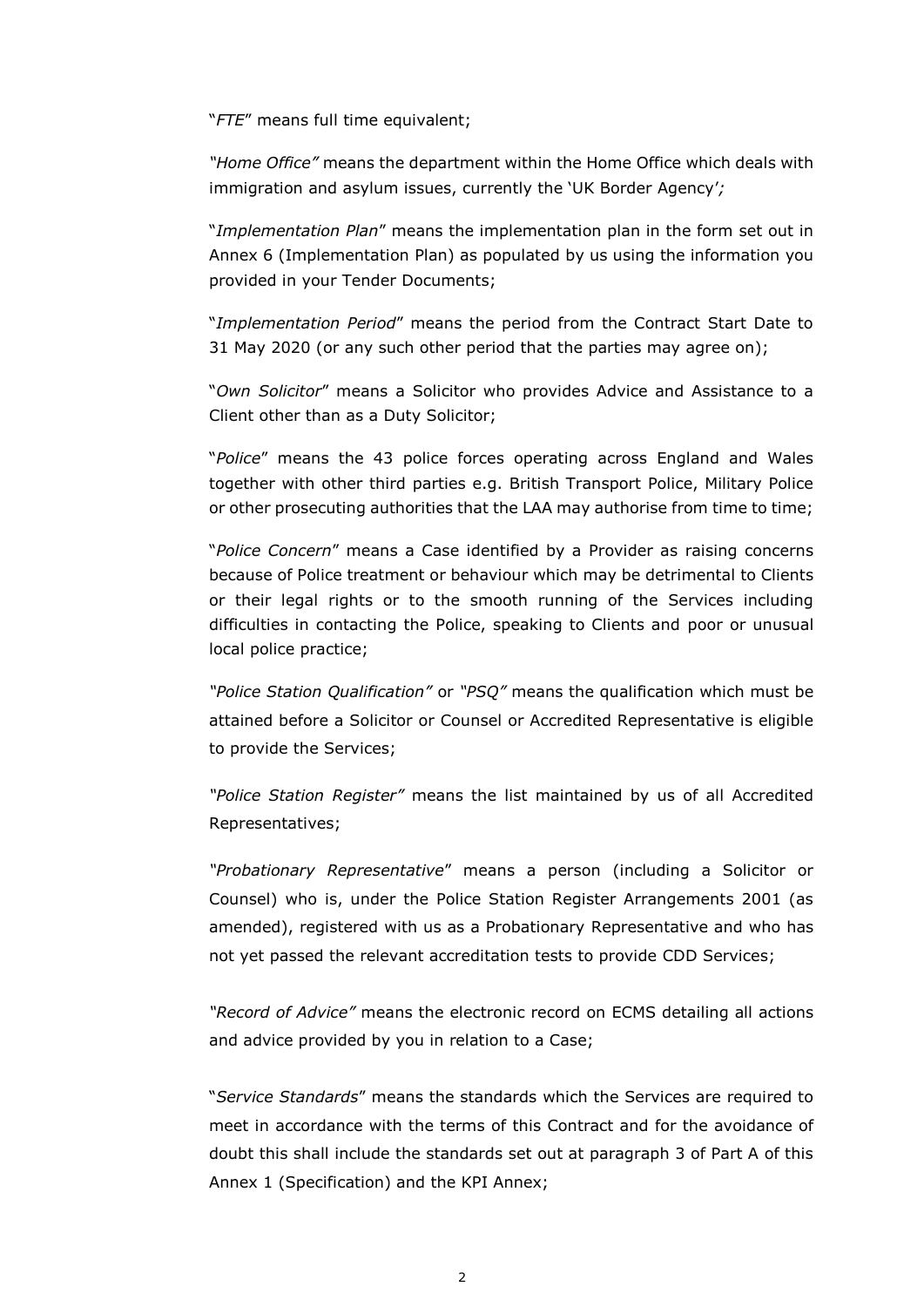"*FTE*" means full time equivalent;

*"Home Office"* means the department within the Home Office which deals with immigration and asylum issues, currently the 'UK Border Agency'*;*

"*Implementation Plan*" means the implementation plan in the form set out in Annex 6 (Implementation Plan) as populated by us using the information you provided in your Tender Documents;

"*Implementation Period*" means the period from the Contract Start Date to 31 May 2020 (or any such other period that the parties may agree on);

"*Own Solicitor*" means a Solicitor who provides Advice and Assistance to a Client other than as a Duty Solicitor;

"*Police*" means the 43 police forces operating across England and Wales together with other third parties e.g. British Transport Police, Military Police or other prosecuting authorities that the LAA may authorise from time to time;

"*Police Concern*" means a Case identified by a Provider as raising concerns because of Police treatment or behaviour which may be detrimental to Clients or their legal rights or to the smooth running of the Services including difficulties in contacting the Police, speaking to Clients and poor or unusual local police practice;

*"Police Station Qualification"* or *"PSQ"* means the qualification which must be attained before a Solicitor or Counsel or Accredited Representative is eligible to provide the Services;

*"Police Station Register"* means the list maintained by us of all Accredited Representatives;

*"Probationary Representative*" means a person (including a Solicitor or Counsel) who is, under the Police Station Register Arrangements 2001 (as amended), registered with us as a Probationary Representative and who has not yet passed the relevant accreditation tests to provide CDD Services;

*"Record of Advice"* means the electronic record on ECMS detailing all actions and advice provided by you in relation to a Case;

"*Service Standards*" means the standards which the Services are required to meet in accordance with the terms of this Contract and for the avoidance of doubt this shall include the standards set out at paragraph 3 of Part A of this Annex 1 (Specification) and the KPI Annex;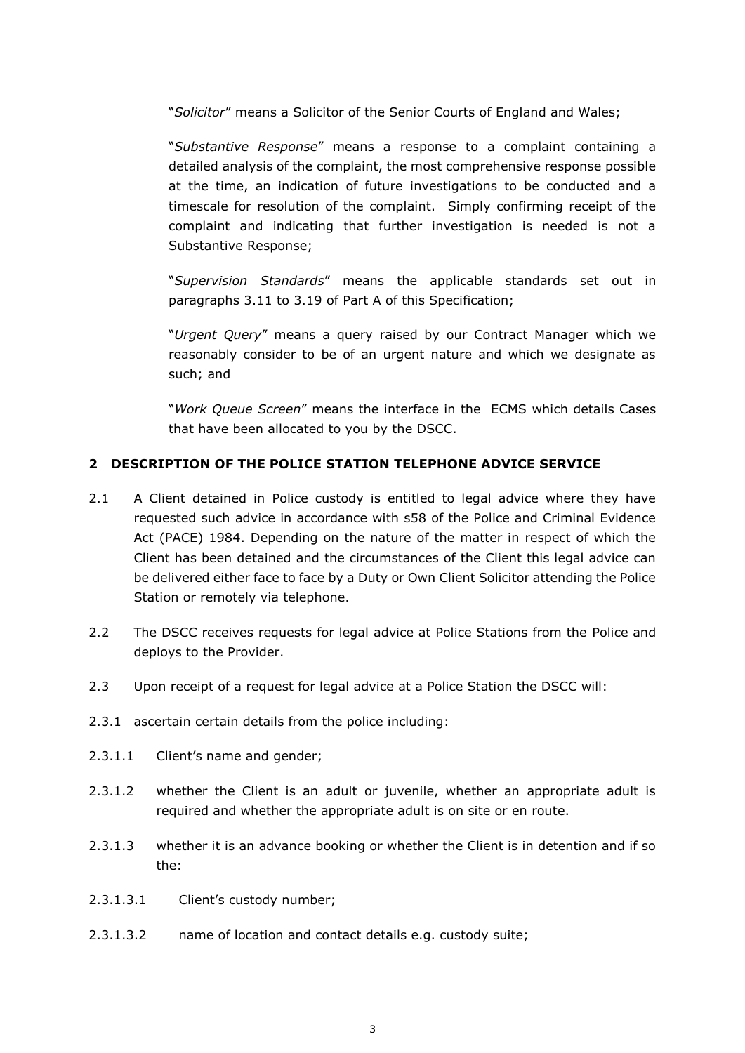"*Solicitor*" means a Solicitor of the Senior Courts of England and Wales;

"*Substantive Response*" means a response to a complaint containing a detailed analysis of the complaint, the most comprehensive response possible at the time, an indication of future investigations to be conducted and a timescale for resolution of the complaint. Simply confirming receipt of the complaint and indicating that further investigation is needed is not a Substantive Response;

"*Supervision Standards*" means the applicable standards set out in paragraphs 3.11 to 3.19 of Part A of this Specification;

"*Urgent Query*" means a query raised by our Contract Manager which we reasonably consider to be of an urgent nature and which we designate as such; and

"*Work Queue Screen*" means the interface in the ECMS which details Cases that have been allocated to you by the DSCC.

## 2 DESCRIPTION OF THE POLICE STATION TELEPHONE ADVICE SERVICE

2.1 A Client detained in Police custody is entitled to legal advice where they have requested such advice in accordance with s58 of the Police and Criminal Evidence Act (PACE) 1984. Depending on the nature of the matter in respect of which the Client has been detained and the circumstances of the Client this legal advice can be delivered either face to face by a Duty or Own Client Solicitor attending the Police Station or remotely via telephone.

2.2 The DSCC receives requests for legal advice at Police Stations from the Police and deploys to the Provider.

2.3 Upon receipt of a request for legal advice at a Police Station the DSCC will:

2.3.1 ascertain certain details from the police including:

2.3.1.1 Client's name and gender;

2.3.1.2 whether the Client is an adult or juvenile, whether an appropriate adult is required and whether the appropriate adult is on site or en route.

2.3.1.3 whether it is an advance booking or whether the Client is in detention and if so the:

2.3.1.3.1 Client's custody number;

2.3.1.3.2 name of location and contact details e.g. custody suite;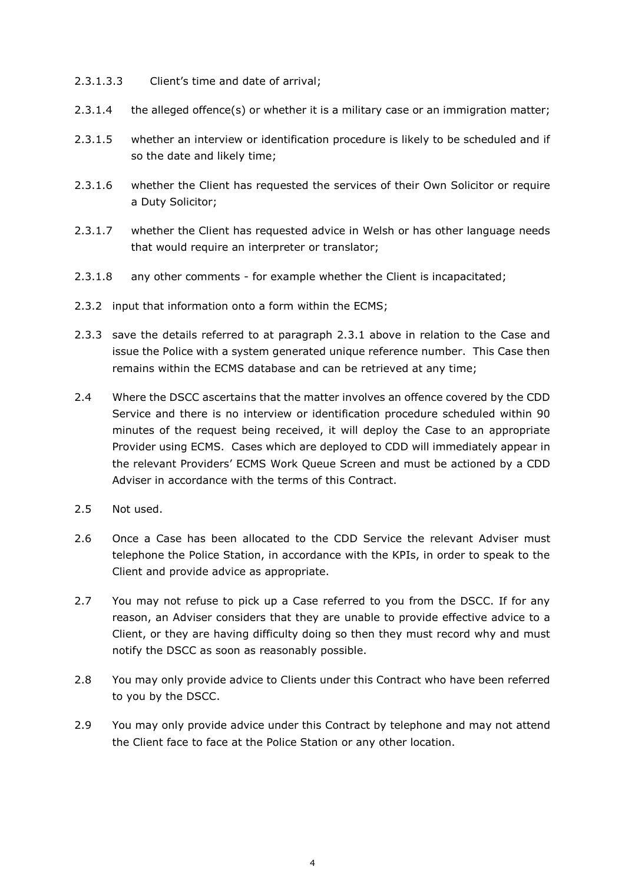2.3.1.3.3 Client's time and date of arrival;

2.3.1.4 the alleged offence(s) or whether it is a military case or an immigration matter;

2.3.1.5 whether an interview or identification procedure is likely to be scheduled and if so the date and likely time;

2.3.1.6 whether the Client has requested the services of their Own Solicitor or require a Duty Solicitor;

2.3.1.7 whether the Client has requested advice in Welsh or has other language needs that would require an interpreter or translator;

2.3.1.8 any other comments - for example whether the Client is incapacitated;

2.3.2 input that information onto a form within the ECMS;

2.3.3 save the details referred to at paragraph 2.3.1 above in relation to the Case and issue the Police with a system generated unique reference number. This Case then remains within the ECMS database and can be retrieved at any time;

2.4 Where the DSCC ascertains that the matter involves an offence covered by the CDD Service and there is no interview or identification procedure scheduled within 90 minutes of the request being received, it will deploy the Case to an appropriate Provider using ECMS. Cases which are deployed to CDD will immediately appear in the relevant Providers' ECMS Work Queue Screen and must be actioned by a CDD Adviser in accordance with the terms of this Contract.

2.5 Not used.

2.6 Once a Case has been allocated to the CDD Service the relevant Adviser must telephone the Police Station, in accordance with the KPIs, in order to speak to the Client and provide advice as appropriate.

2.7 You may not refuse to pick up a Case referred to you from the DSCC. If for any reason, an Adviser considers that they are unable to provide effective advice to a Client, or they are having difficulty doing so then they must record why and must notify the DSCC as soon as reasonably possible.

2.8 You may only provide advice to Clients under this Contract who have been referred to you by the DSCC.

2.9 You may only provide advice under this Contract by telephone and may not attend the Client face to face at the Police Station or any other location.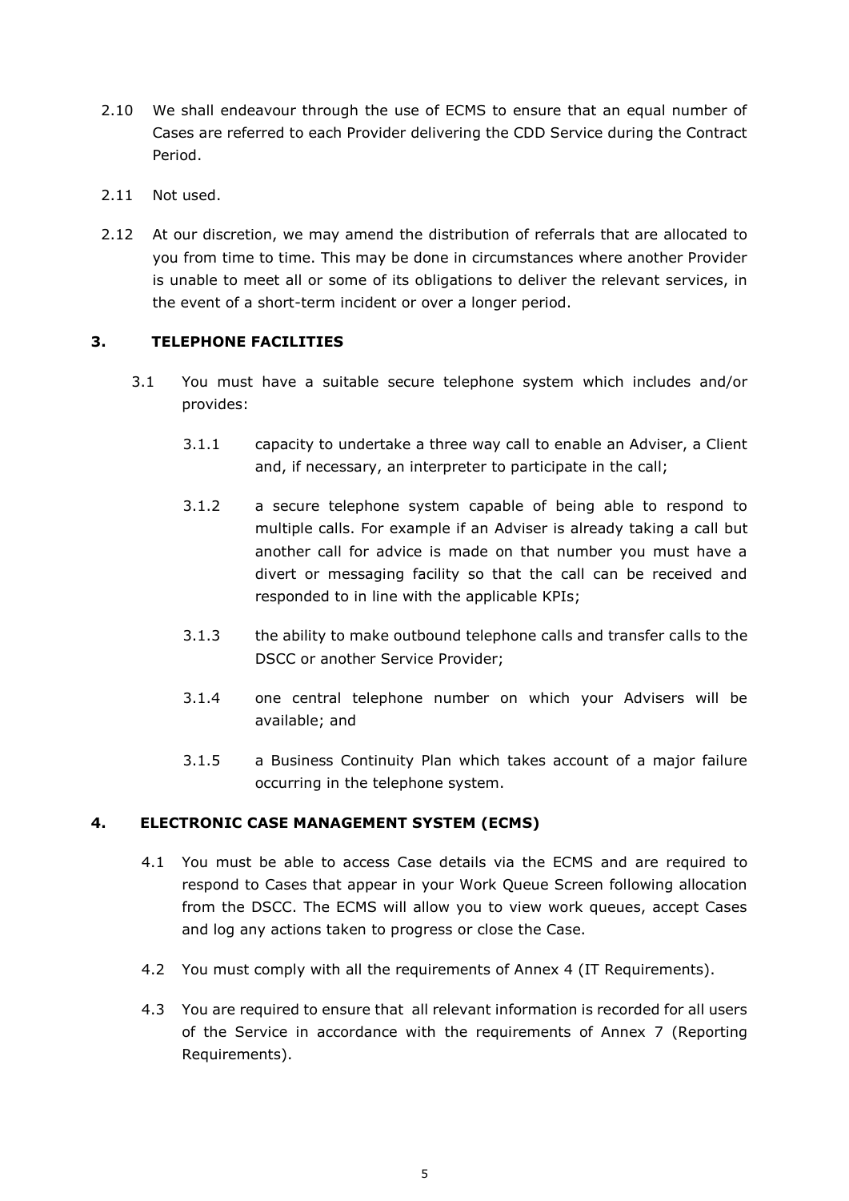2.10 We shall endeavour through the use of ECMS to ensure that an equal number of Cases are referred to each Provider delivering the CDD Service during the Contract Period.

2.11 Not used.

2.12 At our discretion, we may amend the distribution of referrals that are allocated to you from time to time. This may be done in circumstances where another Provider is unable to meet all or some of its obligations to deliver the relevant services, in the event of a short-term incident or over a longer period.

## 3. TELEPHONE FACILITIES

3.1 You must have a suitable secure telephone system which includes and/or provides:

3.1.1 capacity to undertake a three way call to enable an Adviser, a Client and, if necessary, an interpreter to participate in the call;

3.1.2 a secure telephone system capable of being able to respond to multiple calls. For example if an Adviser is already taking a call but another call for advice is made on that number you must have a divert or messaging facility so that the call can be received and responded to in line with the applicable KPIs;

3.1.3 the ability to make outbound telephone calls and transfer calls to the DSCC or another Service Provider;

3.1.4 one central telephone number on which your Advisers will be available; and

3.1.5 a Business Continuity Plan which takes account of a major failure occurring in the telephone system.

## 4. ELECTRONIC CASE MANAGEMENT SYSTEM (ECMS)

4.1 You must be able to access Case details via the ECMS and are required to respond to Cases that appear in your Work Queue Screen following allocation from the DSCC. The ECMS will allow you to view work queues, accept Cases and log any actions taken to progress or close the Case.

4.2 You must comply with all the requirements of Annex 4 (IT Requirements).

4.3 You are required to ensure that all relevant information is recorded for all users of the Service in accordance with the requirements of Annex 7 (Reporting Requirements).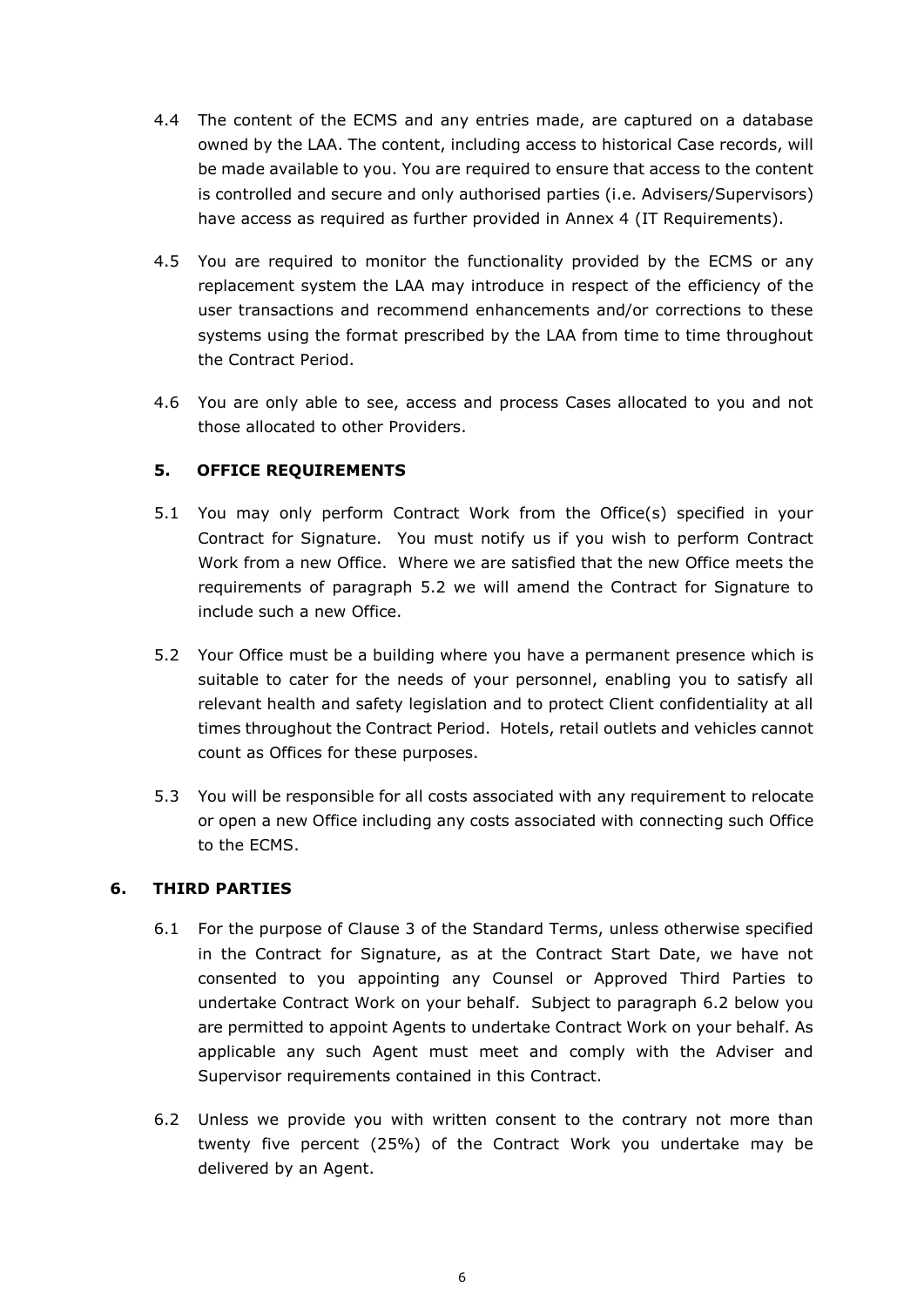4.4 The content of the ECMS and any entries made, are captured on a database owned by the LAA. The content, including access to historical Case records, will be made available to you. You are required to ensure that access to the content is controlled and secure and only authorised parties (i.e. Advisers/Supervisors) have access as required as further provided in Annex 4 (IT Requirements).

4.5 You are required to monitor the functionality provided by the ECMS or any replacement system the LAA may introduce in respect of the efficiency of the user transactions and recommend enhancements and/or corrections to these systems using the format prescribed by the LAA from time to time throughout the Contract Period.

4.6 You are only able to see, access and process Cases allocated to you and not those allocated to other Providers.

## 5. OFFICE REQUIREMENTS

5.1 You may only perform Contract Work from the Office(s) specified in your Contract for Signature. You must notify us if you wish to perform Contract Work from a new Office. Where we are satisfied that the new Office meets the requirements of paragraph 5.2 we will amend the Contract for Signature to include such a new Office.

5.2 Your Office must be a building where you have a permanent presence which is suitable to cater for the needs of your personnel, enabling you to satisfy all relevant health and safety legislation and to protect Client confidentiality at all times throughout the Contract Period. Hotels, retail outlets and vehicles cannot count as Offices for these purposes.

5.3 You will be responsible for all costs associated with any requirement to relocate or open a new Office including any costs associated with connecting such Office to the ECMS.

## 6. THIRD PARTIES

6.1 For the purpose of Clause 3 of the Standard Terms, unless otherwise specified in the Contract for Signature, as at the Contract Start Date, we have not consented to you appointing any Counsel or Approved Third Parties to undertake Contract Work on your behalf. Subject to paragraph 6.2 below you are permitted to appoint Agents to undertake Contract Work on your behalf. As applicable any such Agent must meet and comply with the Adviser and Supervisor requirements contained in this Contract.

6.2 Unless we provide you with written consent to the contrary not more than twenty five percent (25%) of the Contract Work you undertake may be delivered by an Agent.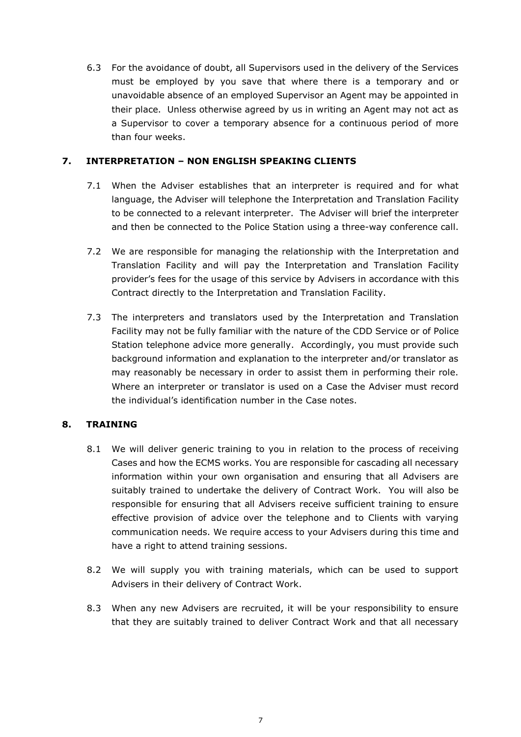6.3 For the avoidance of doubt, all Supervisors used in the delivery of the Services must be employed by you save that where there is a temporary and or unavoidable absence of an employed Supervisor an Agent may be appointed in their place. Unless otherwise agreed by us in writing an Agent may not act as a Supervisor to cover a temporary absence for a continuous period of more than four weeks.

## 7. INTERPRETATION – NON ENGLISH SPEAKING CLIENTS

7.1 When the Adviser establishes that an interpreter is required and for what language, the Adviser will telephone the Interpretation and Translation Facility to be connected to a relevant interpreter. The Adviser will brief the interpreter and then be connected to the Police Station using a three-way conference call.

7.2 We are responsible for managing the relationship with the Interpretation and Translation Facility and will pay the Interpretation and Translation Facility provider's fees for the usage of this service by Advisers in accordance with this Contract directly to the Interpretation and Translation Facility.

7.3 The interpreters and translators used by the Interpretation and Translation Facility may not be fully familiar with the nature of the CDD Service or of Police Station telephone advice more generally. Accordingly, you must provide such background information and explanation to the interpreter and/or translator as may reasonably be necessary in order to assist them in performing their role. Where an interpreter or translator is used on a Case the Adviser must record the individual's identification number in the Case notes.

## 8. TRAINING

8.1 We will deliver generic training to you in relation to the process of receiving Cases and how the ECMS works. You are responsible for cascading all necessary information within your own organisation and ensuring that all Advisers are suitably trained to undertake the delivery of Contract Work. You will also be responsible for ensuring that all Advisers receive sufficient training to ensure effective provision of advice over the telephone and to Clients with varying communication needs. We require access to your Advisers during this time and have a right to attend training sessions.

8.2 We will supply you with training materials, which can be used to support Advisers in their delivery of Contract Work.

8.3 When any new Advisers are recruited, it will be your responsibility to ensure that they are suitably trained to deliver Contract Work and that all necessary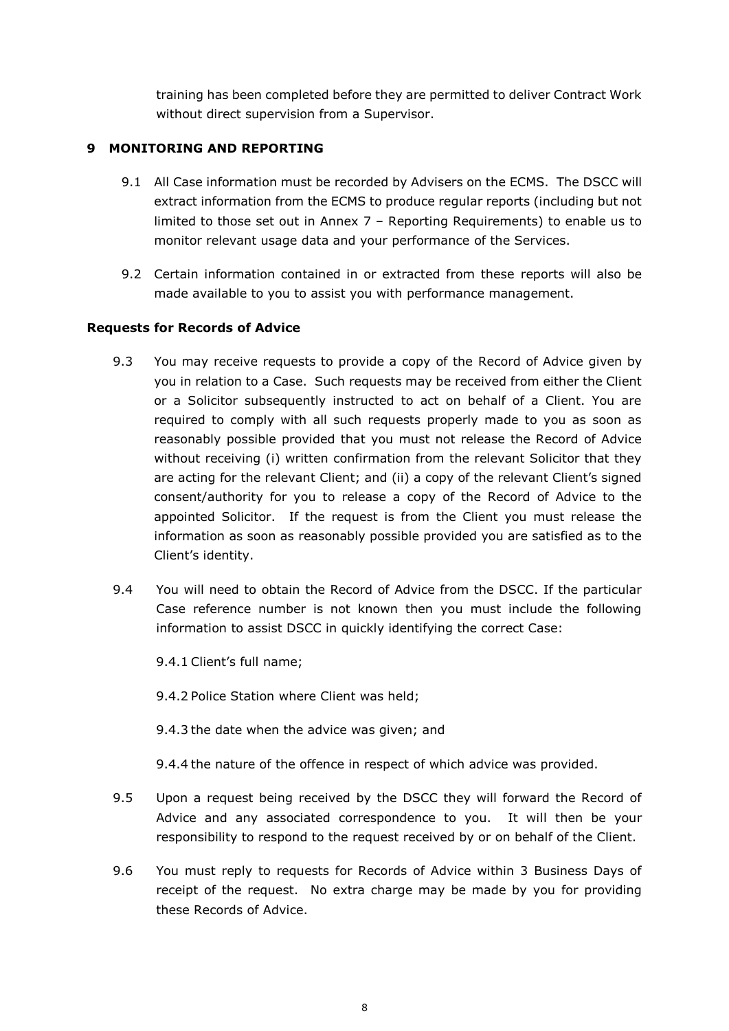training has been completed before they are permitted to deliver Contract Work without direct supervision from a Supervisor.

## 9 MONITORING AND REPORTING

9.1 All Case information must be recorded by Advisers on the ECMS. The DSCC will extract information from the ECMS to produce regular reports (including but not limited to those set out in Annex 7 – Reporting Requirements) to enable us to monitor relevant usage data and your performance of the Services.

9.2 Certain information contained in or extracted from these reports will also be made available to you to assist you with performance management.

**Requests for Records of Advice**

9.3 You may receive requests to provide a copy of the Record of Advice given by you in relation to a Case. Such requests may be received from either the Client or a Solicitor subsequently instructed to act on behalf of a Client. You are required to comply with all such requests properly made to you as soon as reasonably possible provided that you must not release the Record of Advice without receiving (i) written confirmation from the relevant Solicitor that they are acting for the relevant Client; and (ii) a copy of the relevant Client's signed consent/authority for you to release a copy of the Record of Advice to the appointed Solicitor. If the request is from the Client you must release the information as soon as reasonably possible provided you are satisfied as to the Client's identity.

9.4 You will need to obtain the Record of Advice from the DSCC. If the particular Case reference number is not known then you must include the following information to assist DSCC in quickly identifying the correct Case:

9.4.1 Client's full name;

9.4.2 Police Station where Client was held;

9.4.3 the date when the advice was given; and

9.4.4 the nature of the offence in respect of which advice was provided.

9.5 Upon a request being received by the DSCC they will forward the Record of Advice and any associated correspondence to you. It will then be your responsibility to respond to the request received by or on behalf of the Client.

9.6 You must reply to requests for Records of Advice within 3 Business Days of receipt of the request. No extra charge may be made by you for providing these Records of Advice.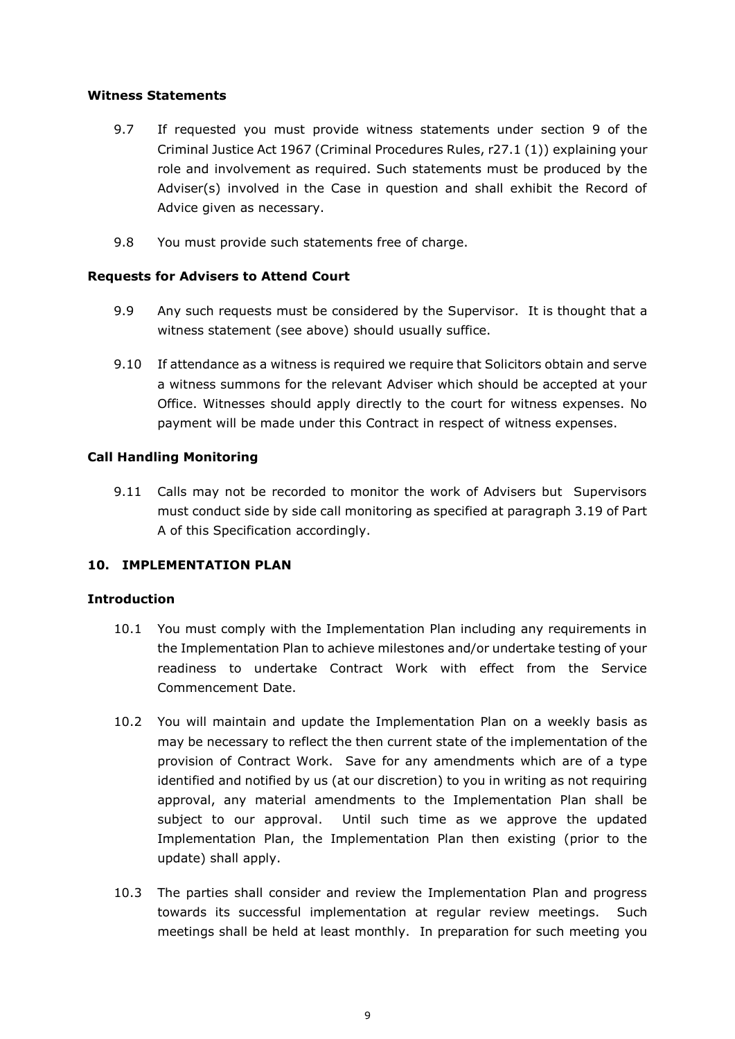**Witness Statements**

9.7 If requested you must provide witness statements under section 9 of the Criminal Justice Act 1967 (Criminal Procedures Rules, r27.1 (1)) explaining your role and involvement as required. Such statements must be produced by the Adviser(s) involved in the Case in question and shall exhibit the Record of Advice given as necessary.

9.8 You must provide such statements free of charge.

**Requests for Advisers to Attend Court**

9.9 Any such requests must be considered by the Supervisor. It is thought that a witness statement (see above) should usually suffice.

9.10 If attendance as a witness is required we require that Solicitors obtain and serve a witness summons for the relevant Adviser which should be accepted at your Office. Witnesses should apply directly to the court for witness expenses. No payment will be made under this Contract in respect of witness expenses.

**Call Handling Monitoring**

9.11 Calls may not be recorded to monitor the work of Advisers but Supervisors must conduct side by side call monitoring as specified at paragraph 3.19 of Part A of this Specification accordingly.

## 10. IMPLEMENTATION PLAN

**Introduction**

10.1 You must comply with the Implementation Plan including any requirements in the Implementation Plan to achieve milestones and/or undertake testing of your readiness to undertake Contract Work with effect from the Service Commencement Date.

10.2 You will maintain and update the Implementation Plan on a weekly basis as may be necessary to reflect the then current state of the implementation of the provision of Contract Work. Save for any amendments which are of a type identified and notified by us (at our discretion) to you in writing as not requiring approval, any material amendments to the Implementation Plan shall be subject to our approval. Until such time as we approve the updated Implementation Plan, the Implementation Plan then existing (prior to the update) shall apply.

10.3 The parties shall consider and review the Implementation Plan and progress towards its successful implementation at regular review meetings. Such meetings shall be held at least monthly. In preparation for such meeting you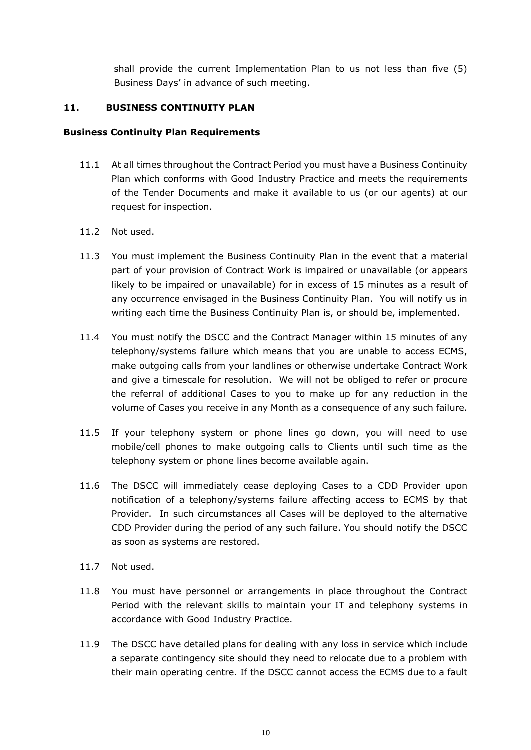shall provide the current Implementation Plan to us not less than five (5) Business Days' in advance of such meeting.

## 11. BUSINESS CONTINUITY PLAN

### Business Continuity Plan Requirements

11.1 At all times throughout the Contract Period you must have a Business Continuity Plan which conforms with Good Industry Practice and meets the requirements of the Tender Documents and make it available to us (or our agents) at our request for inspection.

11.2 Not used.

11.3 You must implement the Business Continuity Plan in the event that a material part of your provision of Contract Work is impaired or unavailable (or appears likely to be impaired or unavailable) for in excess of 15 minutes as a result of any occurrence envisaged in the Business Continuity Plan. You will notify us in writing each time the Business Continuity Plan is, or should be, implemented.

11.4 You must notify the DSCC and the Contract Manager within 15 minutes of any telephony/systems failure which means that you are unable to access ECMS, make outgoing calls from your landlines or otherwise undertake Contract Work and give a timescale for resolution. We will not be obliged to refer or procure the referral of additional Cases to you to make up for any reduction in the volume of Cases you receive in any Month as a consequence of any such failure.

11.5 If your telephony system or phone lines go down, you will need to use mobile/cell phones to make outgoing calls to Clients until such time as the telephony system or phone lines become available again.

11.6 The DSCC will immediately cease deploying Cases to a CDD Provider upon notification of a telephony/systems failure affecting access to ECMS by that Provider. In such circumstances all Cases will be deployed to the alternative CDD Provider during the period of any such failure. You should notify the DSCC as soon as systems are restored.

11.7 Not used.

11.8 You must have personnel or arrangements in place throughout the Contract Period with the relevant skills to maintain your IT and telephony systems in accordance with Good Industry Practice.

11.9 The DSCC have detailed plans for dealing with any loss in service which include a separate contingency site should they need to relocate due to a problem with their main operating centre. If the DSCC cannot access the ECMS due to a fault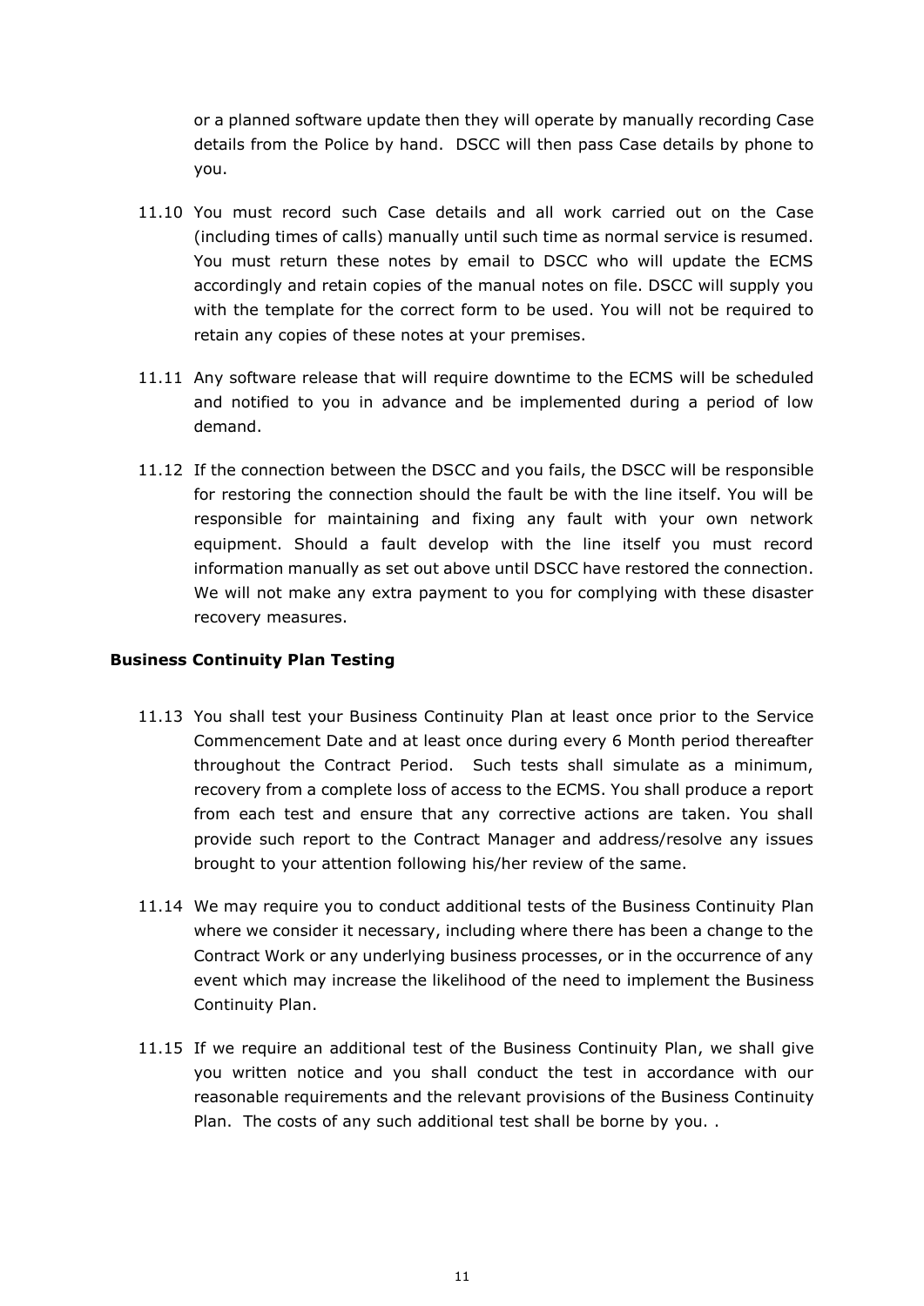or a planned software update then they will operate by manually recording Case details from the Police by hand. DSCC will then pass Case details by phone to you.

11.10 You must record such Case details and all work carried out on the Case (including times of calls) manually until such time as normal service is resumed. You must return these notes by email to DSCC who will update the ECMS accordingly and retain copies of the manual notes on file. DSCC will supply you with the template for the correct form to be used. You will not be required to retain any copies of these notes at your premises.

11.11 Any software release that will require downtime to the ECMS will be scheduled and notified to you in advance and be implemented during a period of low demand.

11.12 If the connection between the DSCC and you fails, the DSCC will be responsible for restoring the connection should the fault be with the line itself. You will be responsible for maintaining and fixing any fault with your own network equipment. Should a fault develop with the line itself you must record information manually as set out above until DSCC have restored the connection. We will not make any extra payment to you for complying with these disaster recovery measures.

**Business Continuity Plan Testing**

11.13 You shall test your Business Continuity Plan at least once prior to the Service Commencement Date and at least once during every 6 Month period thereafter throughout the Contract Period. Such tests shall simulate as a minimum, recovery from a complete loss of access to the ECMS. You shall produce a report from each test and ensure that any corrective actions are taken. You shall provide such report to the Contract Manager and address/resolve any issues brought to your attention following his/her review of the same.

11.14 We may require you to conduct additional tests of the Business Continuity Plan where we consider it necessary, including where there has been a change to the Contract Work or any underlying business processes, or in the occurrence of any event which may increase the likelihood of the need to implement the Business Continuity Plan.

11.15 If we require an additional test of the Business Continuity Plan, we shall give you written notice and you shall conduct the test in accordance with our reasonable requirements and the relevant provisions of the Business Continuity Plan. The costs of any such additional test shall be borne by you. .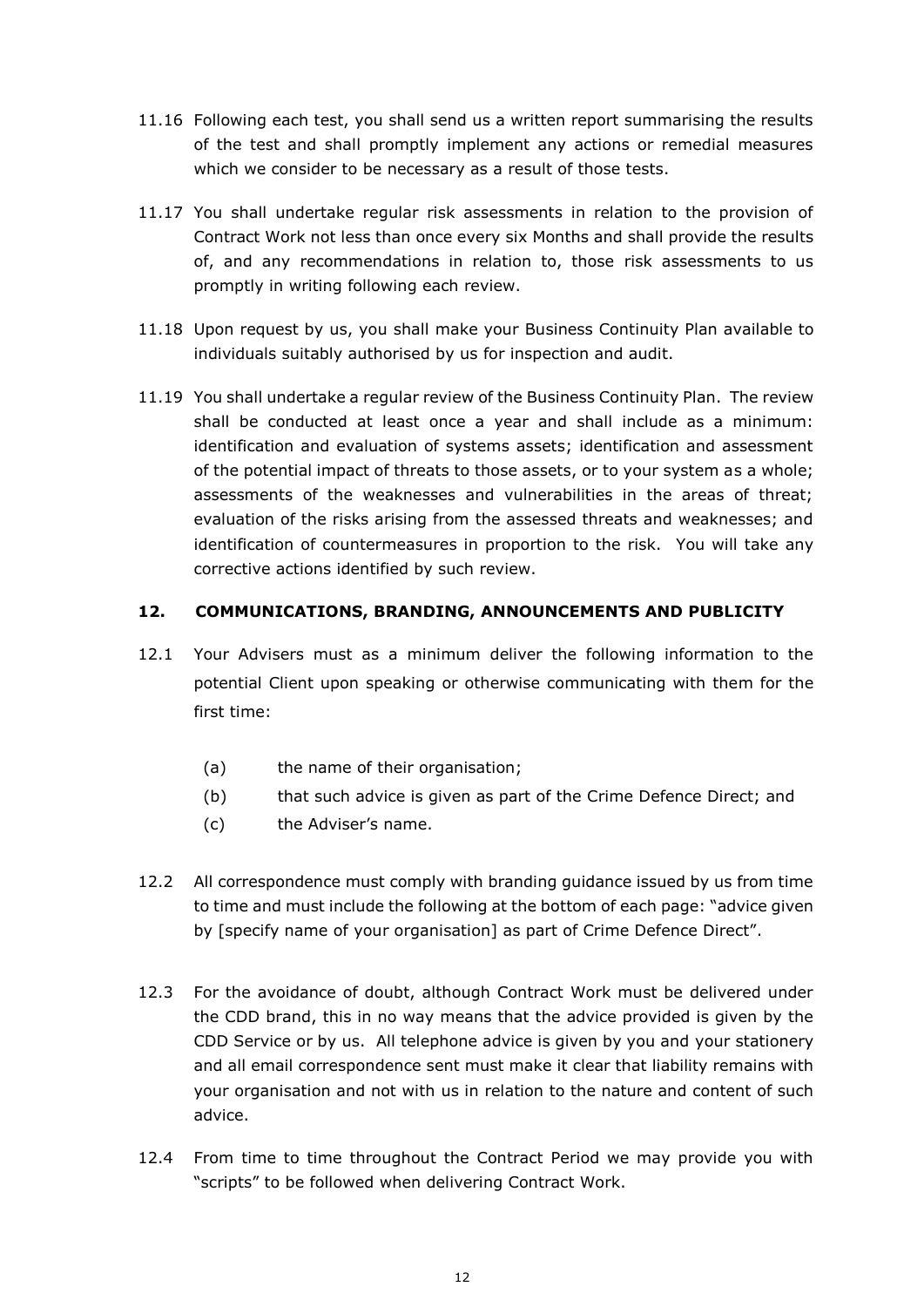11.16 Following each test, you shall send us a written report summarising the results of the test and shall promptly implement any actions or remedial measures which we consider to be necessary as a result of those tests.

11.17 You shall undertake regular risk assessments in relation to the provision of Contract Work not less than once every six Months and shall provide the results of, and any recommendations in relation to, those risk assessments to us promptly in writing following each review.

11.18 Upon request by us, you shall make your Business Continuity Plan available to individuals suitably authorised by us for inspection and audit.

11.19 You shall undertake a regular review of the Business Continuity Plan. The review shall be conducted at least once a year and shall include as a minimum: identification and evaluation of systems assets; identification and assessment of the potential impact of threats to those assets, or to your system as a whole; assessments of the weaknesses and vulnerabilities in the areas of threat; evaluation of the risks arising from the assessed threats and weaknesses; and identification of countermeasures in proportion to the risk. You will take any corrective actions identified by such review.

## 12. COMMUNICATIONS, BRANDING, ANNOUNCEMENTS AND PUBLICITY

12.1 Your Advisers must as a minimum deliver the following information to the potential Client upon speaking or otherwise communicating with them for the first time:

- (a) the name of their organisation;
- (b) that such advice is given as part of the Crime Defence Direct; and
- (c) the Adviser's name.

12.2 All correspondence must comply with branding guidance issued by us from time to time and must include the following at the bottom of each page: "advice given by [specify name of your organisation] as part of Crime Defence Direct".

12.3 For the avoidance of doubt, although Contract Work must be delivered under the CDD brand, this in no way means that the advice provided is given by the CDD Service or by us. All telephone advice is given by you and your stationery and all email correspondence sent must make it clear that liability remains with your organisation and not with us in relation to the nature and content of such advice.

12.4 From time to time throughout the Contract Period we may provide you with "scripts" to be followed when delivering Contract Work.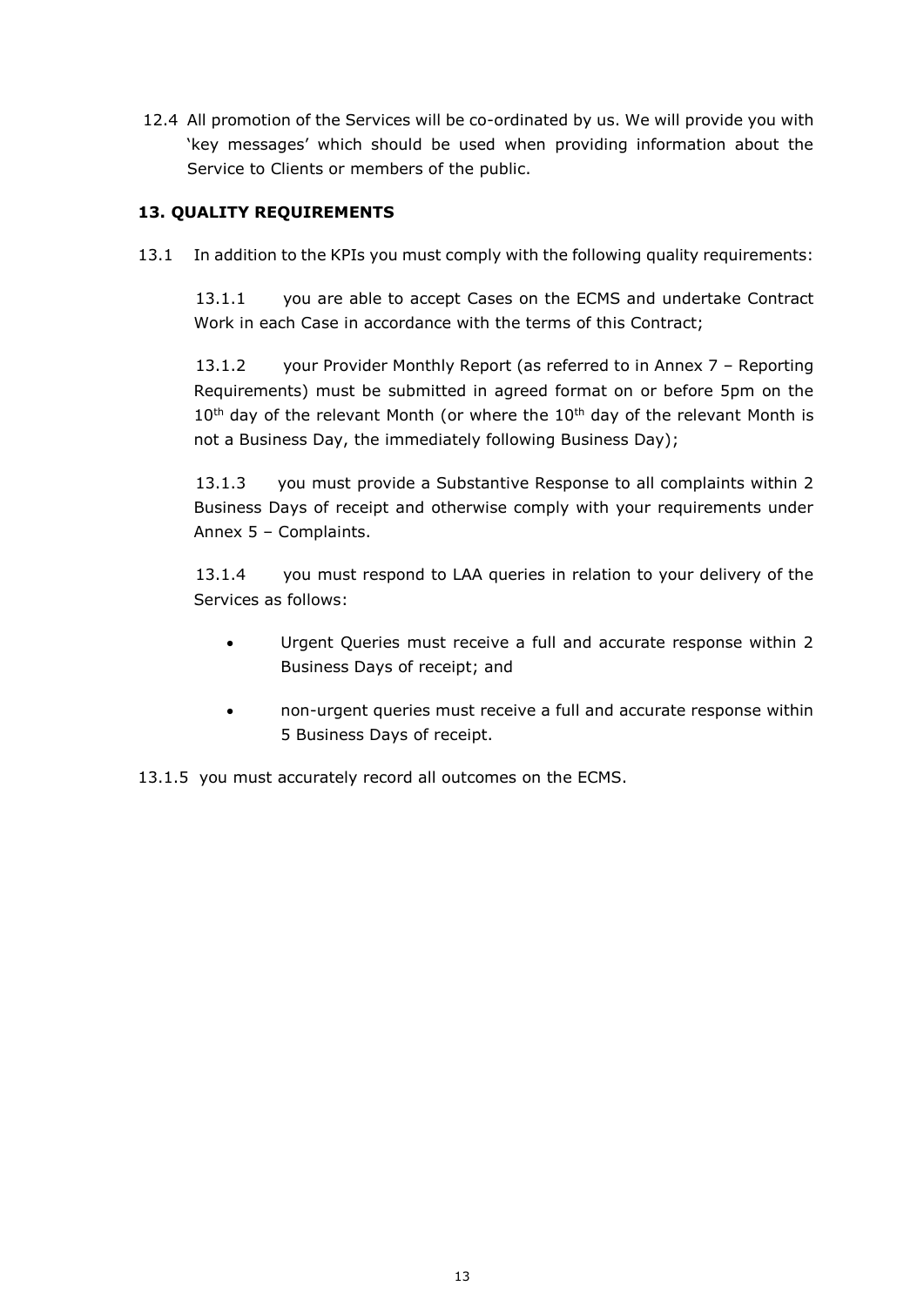12.4 All promotion of the Services will be co-ordinated by us. We will provide you with 'key messages' which should be used when providing information about the Service to Clients or members of the public.

## 13. QUALITY REQUIREMENTS

13.1 In addition to the KPIs you must comply with the following quality requirements:

13.1.1 you are able to accept Cases on the ECMS and undertake Contract Work in each Case in accordance with the terms of this Contract;

13.1.2 your Provider Monthly Report (as referred to in Annex 7 – Reporting Requirements) must be submitted in agreed format on or before 5pm on the 10th day of the relevant Month (or where the 10th day of the relevant Month is not a Business Day, the immediately following Business Day);

13.1.3 you must provide a Substantive Response to all complaints within 2 Business Days of receipt and otherwise comply with your requirements under Annex 5 – Complaints.

13.1.4 you must respond to LAA queries in relation to your delivery of the Services as follows:

- Urgent Queries must receive a full and accurate response within 2 Business Days of receipt; and
- non-urgent queries must receive a full and accurate response within 5 Business Days of receipt.

13.1.5 you must accurately record all outcomes on the ECMS.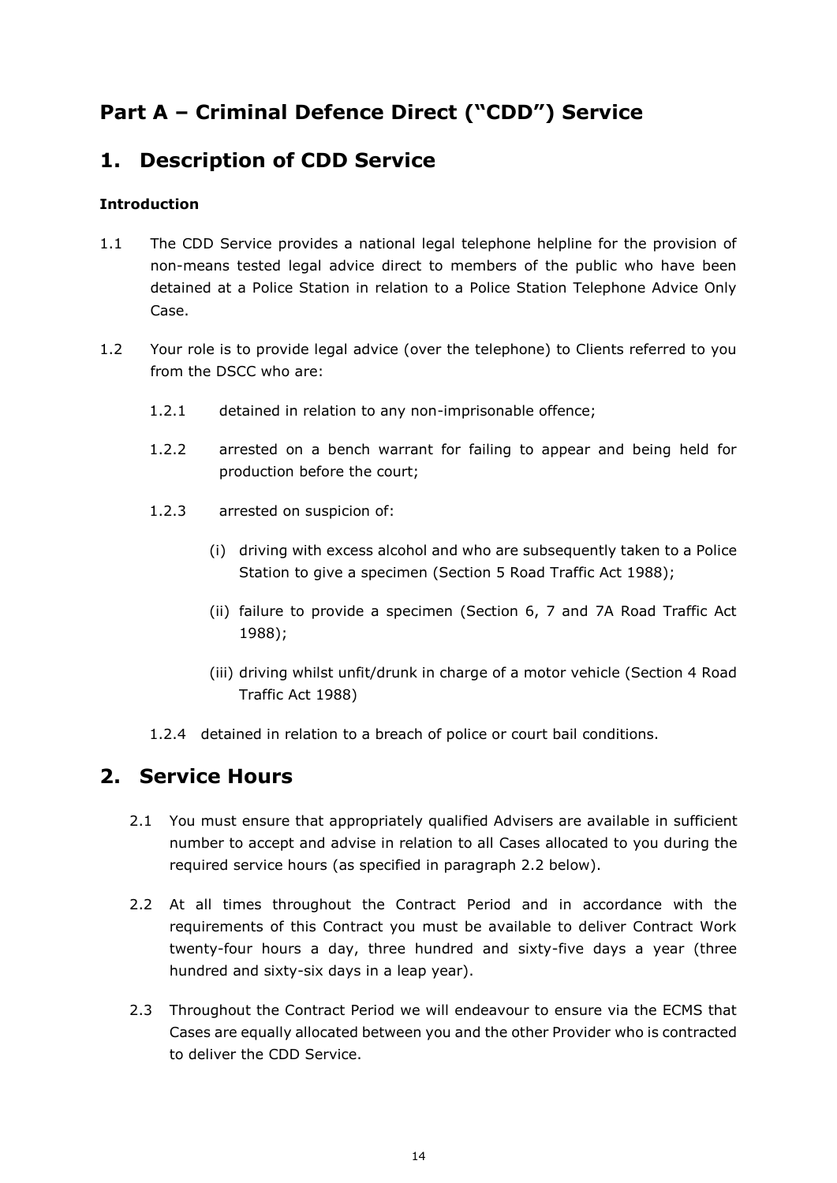# Part A – Criminal Defence Direct ("CDD") Service

## 1. Description of CDD Service

**Introduction**

1.1 The CDD Service provides a national legal telephone helpline for the provision of non-means tested legal advice direct to members of the public who have been detained at a Police Station in relation to a Police Station Telephone Advice Only Case.

1.2 Your role is to provide legal advice (over the telephone) to Clients referred to you from the DSCC who are:

- 1.2.1 detained in relation to any non-imprisonable offence;
- 1.2.2 arrested on a bench warrant for failing to appear and being held for production before the court;
- 1.2.3 arrested on suspicion of:
  - (i) driving with excess alcohol and who are subsequently taken to a Police Station to give a specimen (Section 5 Road Traffic Act 1988);
  - (ii) failure to provide a specimen (Section 6, 7 and 7A Road Traffic Act 1988);
  - (iii) driving whilst unfit/drunk in charge of a motor vehicle (Section 4 Road Traffic Act 1988)
- 1.2.4 detained in relation to a breach of police or court bail conditions.

## 2. Service Hours

2.1 You must ensure that appropriately qualified Advisers are available in sufficient number to accept and advise in relation to all Cases allocated to you during the required service hours (as specified in paragraph 2.2 below).

2.2 At all times throughout the Contract Period and in accordance with the requirements of this Contract you must be available to deliver Contract Work twenty-four hours a day, three hundred and sixty-five days a year (three hundred and sixty-six days in a leap year).

2.3 Throughout the Contract Period we will endeavour to ensure via the ECMS that Cases are equally allocated between you and the other Provider who is contracted to deliver the CDD Service.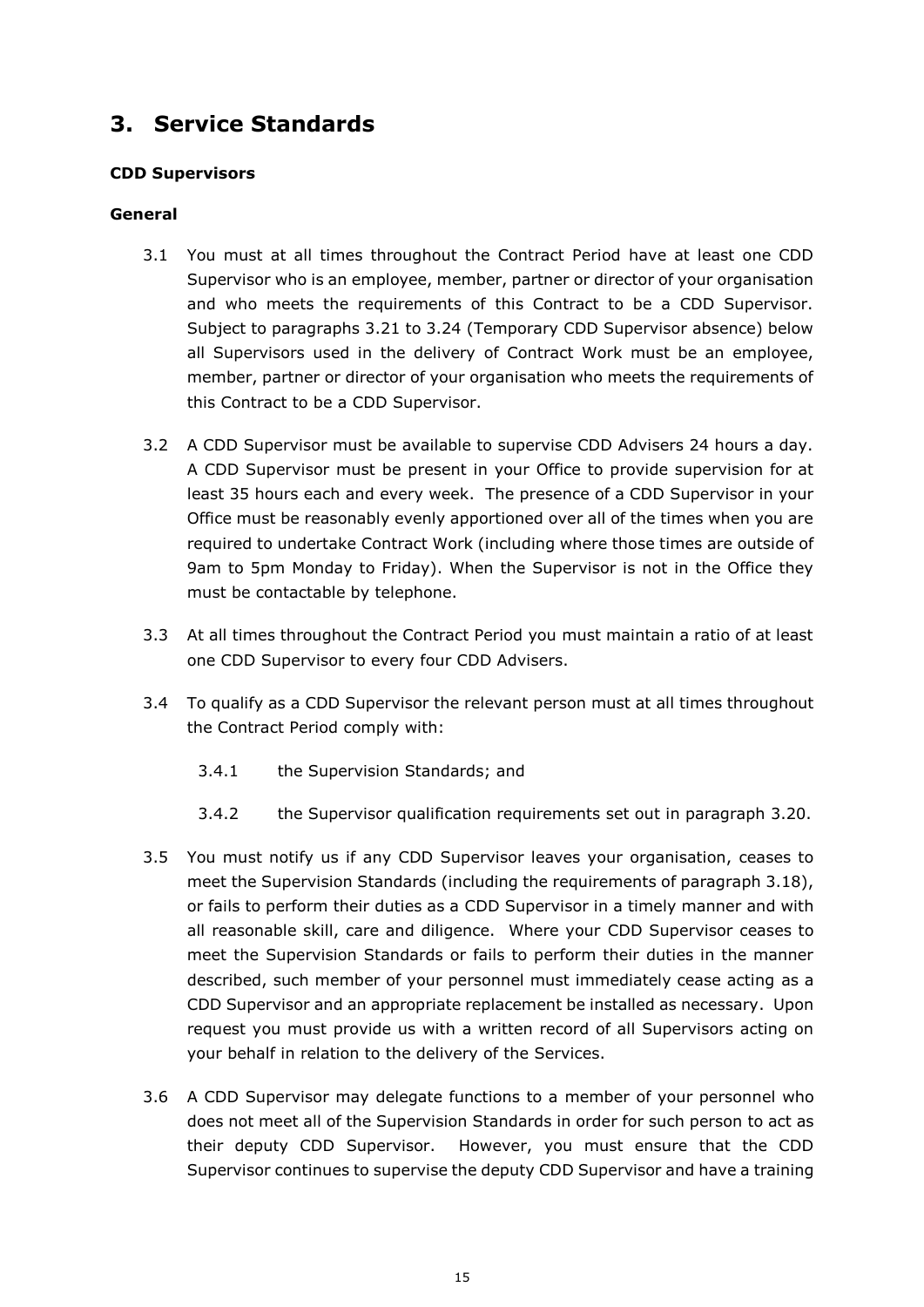## 3. Service Standards

**CDD Supervisors**

**General**

3.1 You must at all times throughout the Contract Period have at least one CDD Supervisor who is an employee, member, partner or director of your organisation and who meets the requirements of this Contract to be a CDD Supervisor. Subject to paragraphs 3.21 to 3.24 (Temporary CDD Supervisor absence) below all Supervisors used in the delivery of Contract Work must be an employee, member, partner or director of your organisation who meets the requirements of this Contract to be a CDD Supervisor.

3.2 A CDD Supervisor must be available to supervise CDD Advisers 24 hours a day. A CDD Supervisor must be present in your Office to provide supervision for at least 35 hours each and every week. The presence of a CDD Supervisor in your Office must be reasonably evenly apportioned over all of the times when you are required to undertake Contract Work (including where those times are outside of 9am to 5pm Monday to Friday). When the Supervisor is not in the Office they must be contactable by telephone.

3.3 At all times throughout the Contract Period you must maintain a ratio of at least one CDD Supervisor to every four CDD Advisers.

3.4 To qualify as a CDD Supervisor the relevant person must at all times throughout the Contract Period comply with:

3.4.1 the Supervision Standards; and

3.4.2 the Supervisor qualification requirements set out in paragraph 3.20.

3.5 You must notify us if any CDD Supervisor leaves your organisation, ceases to meet the Supervision Standards (including the requirements of paragraph 3.18), or fails to perform their duties as a CDD Supervisor in a timely manner and with all reasonable skill, care and diligence. Where your CDD Supervisor ceases to meet the Supervision Standards or fails to perform their duties in the manner described, such member of your personnel must immediately cease acting as a CDD Supervisor and an appropriate replacement be installed as necessary. Upon request you must provide us with a written record of all Supervisors acting on your behalf in relation to the delivery of the Services.

3.6 A CDD Supervisor may delegate functions to a member of your personnel who does not meet all of the Supervision Standards in order for such person to act as their deputy CDD Supervisor. However, you must ensure that the CDD Supervisor continues to supervise the deputy CDD Supervisor and have a training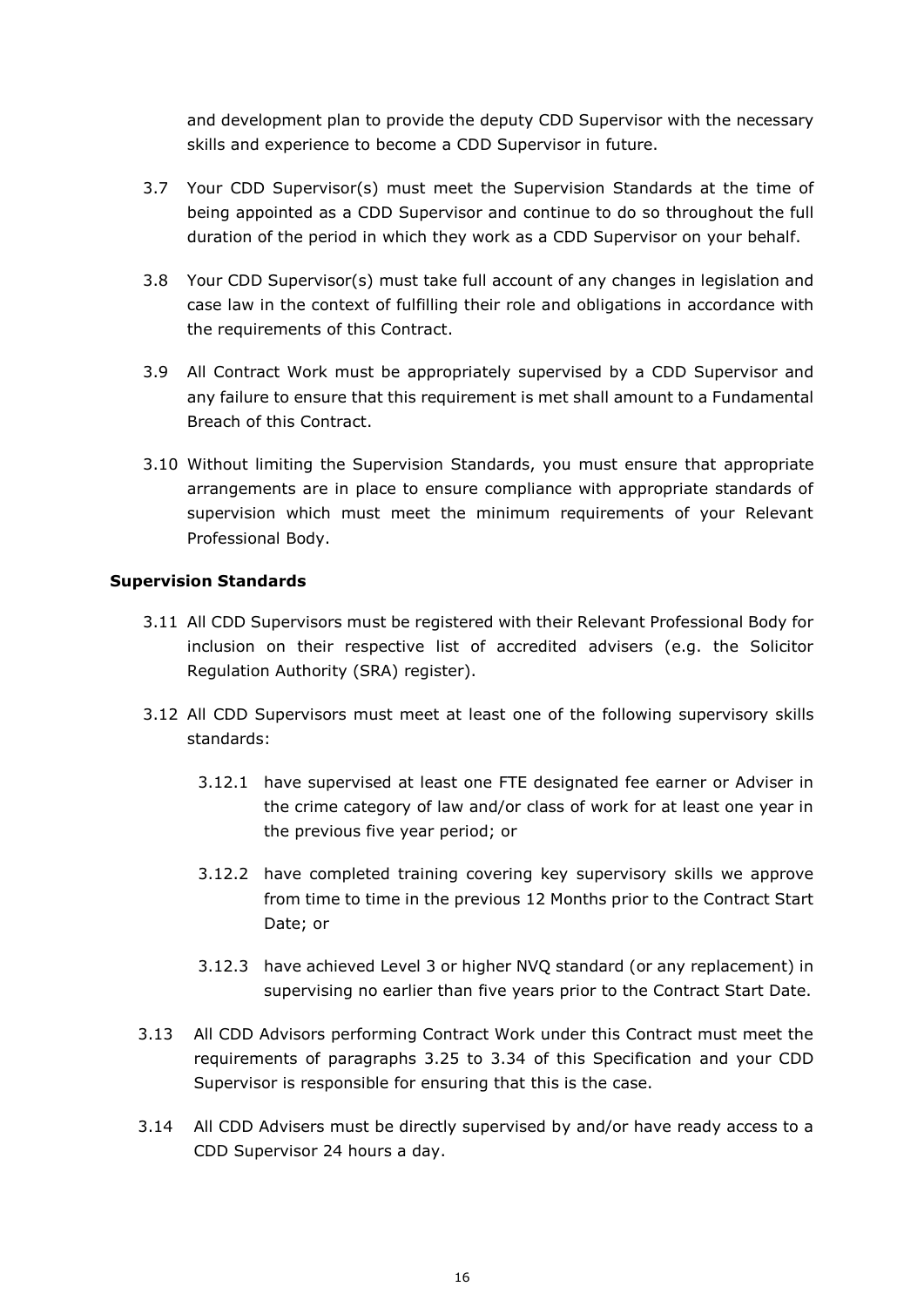and development plan to provide the deputy CDD Supervisor with the necessary skills and experience to become a CDD Supervisor in future.

3.7 Your CDD Supervisor(s) must meet the Supervision Standards at the time of being appointed as a CDD Supervisor and continue to do so throughout the full duration of the period in which they work as a CDD Supervisor on your behalf.

3.8 Your CDD Supervisor(s) must take full account of any changes in legislation and case law in the context of fulfilling their role and obligations in accordance with the requirements of this Contract.

3.9 All Contract Work must be appropriately supervised by a CDD Supervisor and any failure to ensure that this requirement is met shall amount to a Fundamental Breach of this Contract.

3.10 Without limiting the Supervision Standards, you must ensure that appropriate arrangements are in place to ensure compliance with appropriate standards of supervision which must meet the minimum requirements of your Relevant Professional Body.

**Supervision Standards**

3.11 All CDD Supervisors must be registered with their Relevant Professional Body for inclusion on their respective list of accredited advisers (e.g. the Solicitor Regulation Authority (SRA) register).

3.12 All CDD Supervisors must meet at least one of the following supervisory skills standards:

3.12.1 have supervised at least one FTE designated fee earner or Adviser in the crime category of law and/or class of work for at least one year in the previous five year period; or

3.12.2 have completed training covering key supervisory skills we approve from time to time in the previous 12 Months prior to the Contract Start Date; or

3.12.3 have achieved Level 3 or higher NVQ standard (or any replacement) in supervising no earlier than five years prior to the Contract Start Date.

3.13 All CDD Advisors performing Contract Work under this Contract must meet the requirements of paragraphs 3.25 to 3.34 of this Specification and your CDD Supervisor is responsible for ensuring that this is the case.

3.14 All CDD Advisers must be directly supervised by and/or have ready access to a CDD Supervisor 24 hours a day.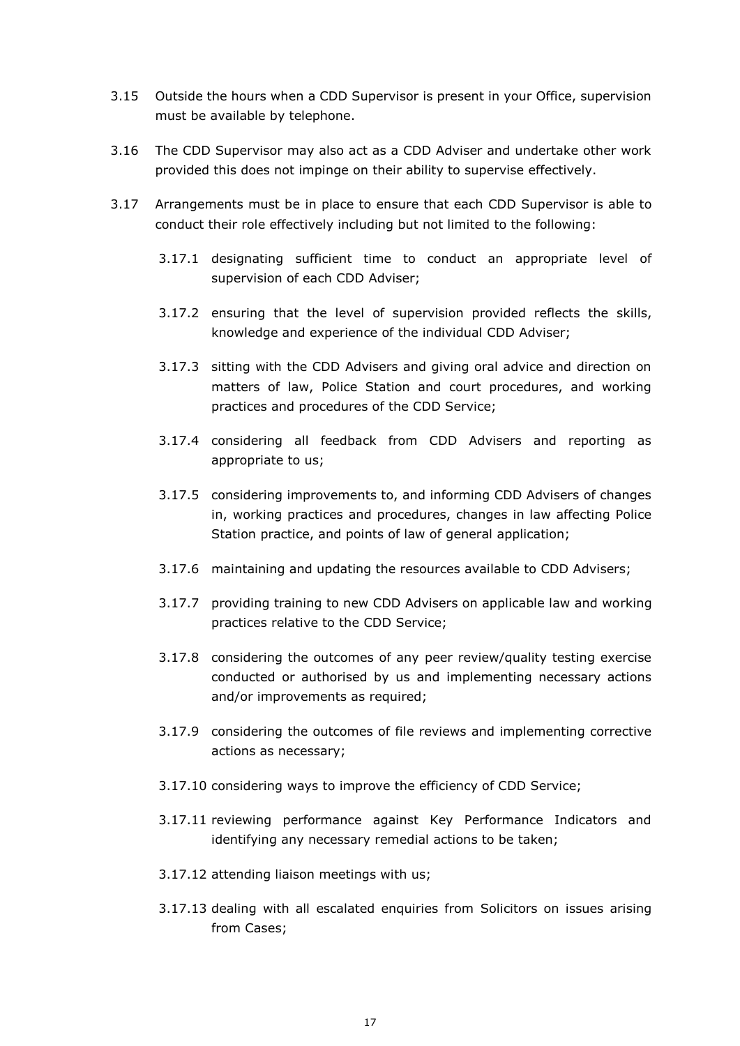3.15 Outside the hours when a CDD Supervisor is present in your Office, supervision must be available by telephone.

3.16 The CDD Supervisor may also act as a CDD Adviser and undertake other work provided this does not impinge on their ability to supervise effectively.

3.17 Arrangements must be in place to ensure that each CDD Supervisor is able to conduct their role effectively including but not limited to the following:

- 3.17.1 designating sufficient time to conduct an appropriate level of supervision of each CDD Adviser;
- 3.17.2 ensuring that the level of supervision provided reflects the skills, knowledge and experience of the individual CDD Adviser;
- 3.17.3 sitting with the CDD Advisers and giving oral advice and direction on matters of law, Police Station and court procedures, and working practices and procedures of the CDD Service;
- 3.17.4 considering all feedback from CDD Advisers and reporting as appropriate to us;
- 3.17.5 considering improvements to, and informing CDD Advisers of changes in, working practices and procedures, changes in law affecting Police Station practice, and points of law of general application;
- 3.17.6 maintaining and updating the resources available to CDD Advisers;
- 3.17.7 providing training to new CDD Advisers on applicable law and working practices relative to the CDD Service;
- 3.17.8 considering the outcomes of any peer review/quality testing exercise conducted or authorised by us and implementing necessary actions and/or improvements as required;
- 3.17.9 considering the outcomes of file reviews and implementing corrective actions as necessary;
- 3.17.10 considering ways to improve the efficiency of CDD Service;
- 3.17.11 reviewing performance against Key Performance Indicators and identifying any necessary remedial actions to be taken;
- 3.17.12 attending liaison meetings with us;
- 3.17.13 dealing with all escalated enquiries from Solicitors on issues arising from Cases;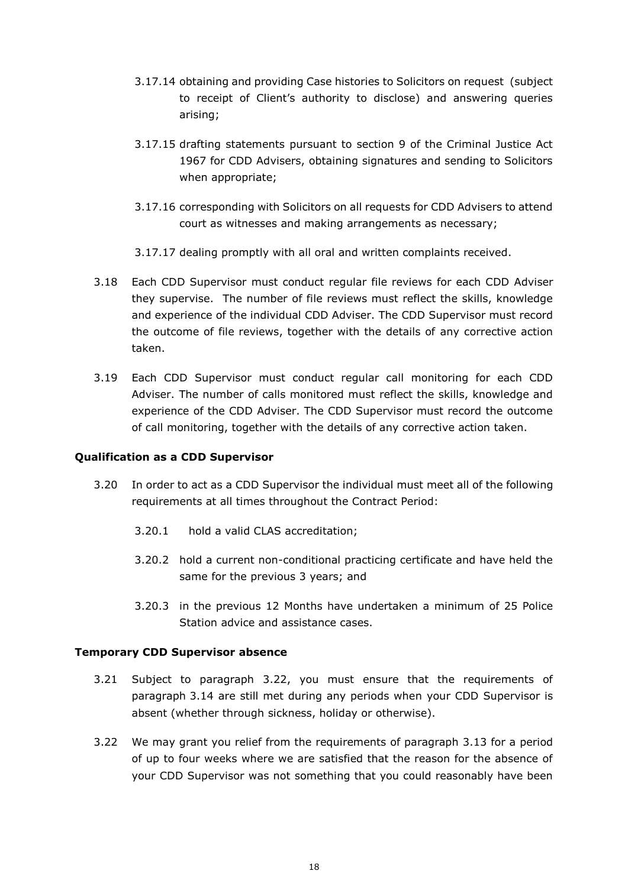3.17.14 obtaining and providing Case histories to Solicitors on request (subject to receipt of Client's authority to disclose) and answering queries arising;

3.17.15 drafting statements pursuant to section 9 of the Criminal Justice Act 1967 for CDD Advisers, obtaining signatures and sending to Solicitors when appropriate;

3.17.16 corresponding with Solicitors on all requests for CDD Advisers to attend court as witnesses and making arrangements as necessary;

3.17.17 dealing promptly with all oral and written complaints received.

3.18 Each CDD Supervisor must conduct regular file reviews for each CDD Adviser they supervise. The number of file reviews must reflect the skills, knowledge and experience of the individual CDD Adviser. The CDD Supervisor must record the outcome of file reviews, together with the details of any corrective action taken.

3.19 Each CDD Supervisor must conduct regular call monitoring for each CDD Adviser. The number of calls monitored must reflect the skills, knowledge and experience of the CDD Adviser. The CDD Supervisor must record the outcome of call monitoring, together with the details of any corrective action taken.

**Qualification as a CDD Supervisor**

3.20 In order to act as a CDD Supervisor the individual must meet all of the following requirements at all times throughout the Contract Period:

3.20.1 hold a valid CLAS accreditation;

3.20.2 hold a current non-conditional practicing certificate and have held the same for the previous 3 years; and

3.20.3 in the previous 12 Months have undertaken a minimum of 25 Police Station advice and assistance cases.

**Temporary CDD Supervisor absence**

3.21 Subject to paragraph 3.22, you must ensure that the requirements of paragraph 3.14 are still met during any periods when your CDD Supervisor is absent (whether through sickness, holiday or otherwise).

3.22 We may grant you relief from the requirements of paragraph 3.13 for a period of up to four weeks where we are satisfied that the reason for the absence of your CDD Supervisor was not something that you could reasonably have been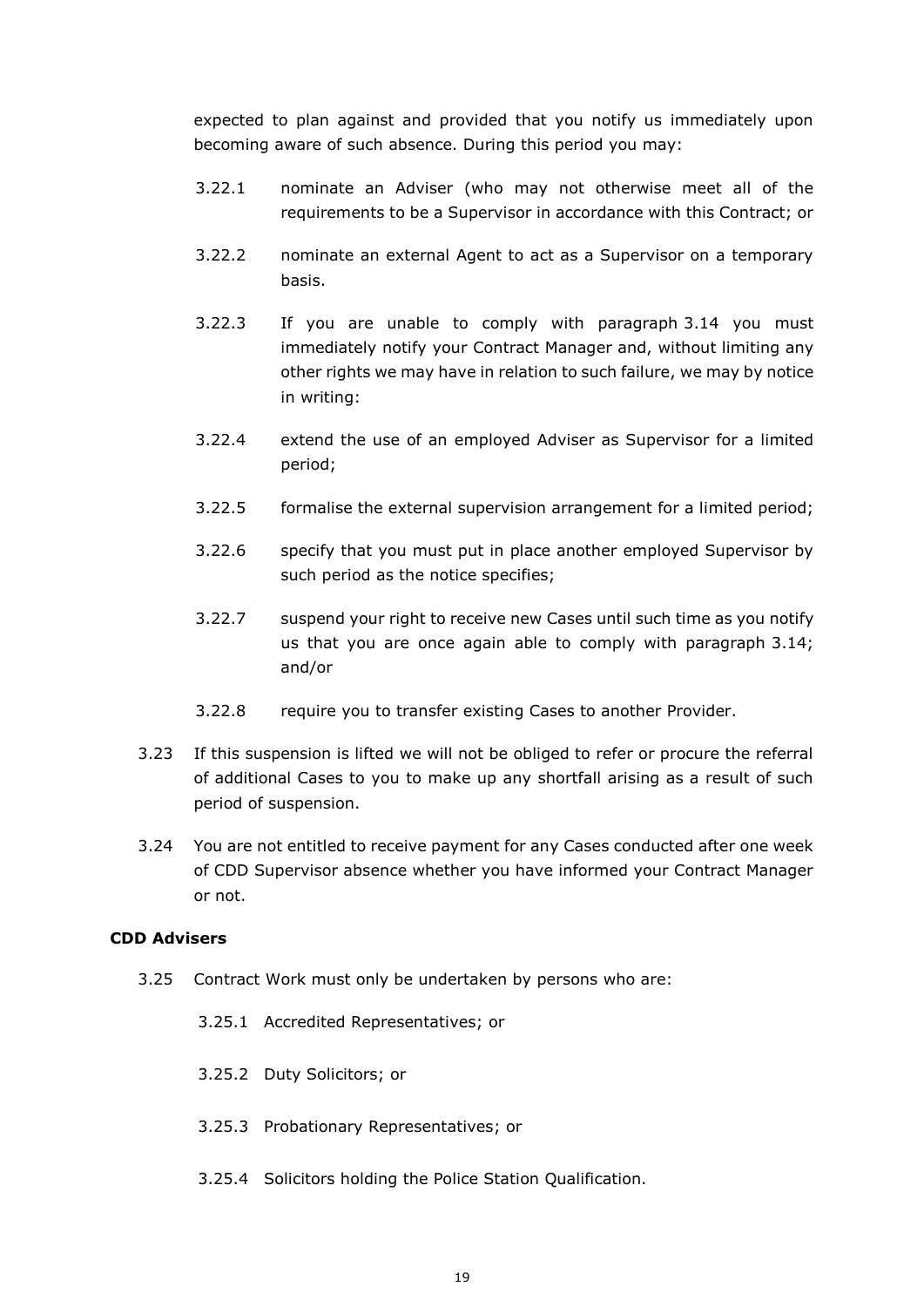expected to plan against and provided that you notify us immediately upon becoming aware of such absence. During this period you may:

3.22.1 nominate an Adviser (who may not otherwise meet all of the requirements to be a Supervisor in accordance with this Contract; or

3.22.2 nominate an external Agent to act as a Supervisor on a temporary basis.

3.22.3 If you are unable to comply with paragraph 3.14 you must immediately notify your Contract Manager and, without limiting any other rights we may have in relation to such failure, we may by notice in writing:

3.22.4 extend the use of an employed Adviser as Supervisor for a limited period;

3.22.5 formalise the external supervision arrangement for a limited period;

3.22.6 specify that you must put in place another employed Supervisor by such period as the notice specifies;

3.22.7 suspend your right to receive new Cases until such time as you notify us that you are once again able to comply with paragraph 3.14; and/or

3.22.8 require you to transfer existing Cases to another Provider.

3.23 If this suspension is lifted we will not be obliged to refer or procure the referral of additional Cases to you to make up any shortfall arising as a result of such period of suspension.

3.24 You are not entitled to receive payment for any Cases conducted after one week of CDD Supervisor absence whether you have informed your Contract Manager or not.

**CDD Advisers**

3.25 Contract Work must only be undertaken by persons who are:

3.25.1 Accredited Representatives; or

3.25.2 Duty Solicitors; or

3.25.3 Probationary Representatives; or

3.25.4 Solicitors holding the Police Station Qualification.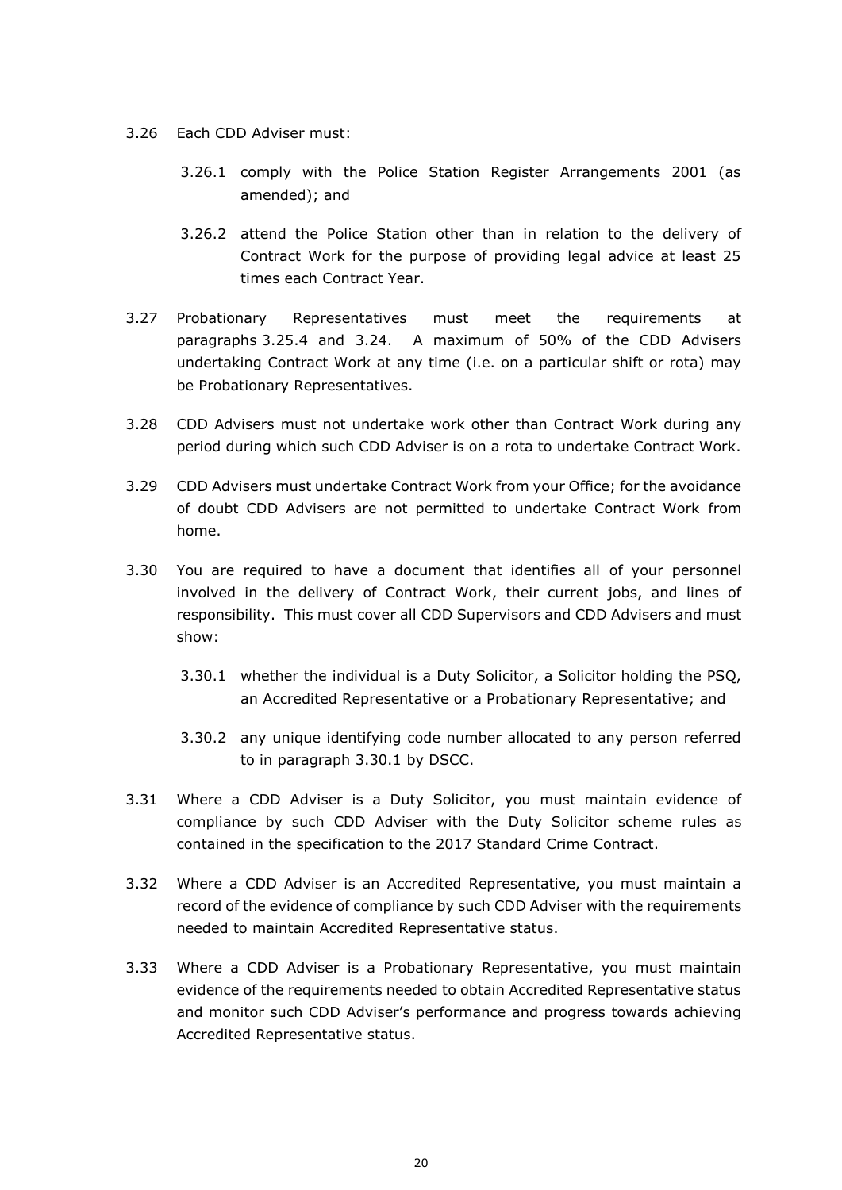3.26 Each CDD Adviser must:

  3.26.1 comply with the Police Station Register Arrangements 2001 (as amended); and

  3.26.2 attend the Police Station other than in relation to the delivery of Contract Work for the purpose of providing legal advice at least 25 times each Contract Year.

3.27 Probationary Representatives must meet the requirements at paragraphs 3.25.4 and 3.24. A maximum of 50% of the CDD Advisers undertaking Contract Work at any time (i.e. on a particular shift or rota) may be Probationary Representatives.

3.28 CDD Advisers must not undertake work other than Contract Work during any period during which such CDD Adviser is on a rota to undertake Contract Work.

3.29 CDD Advisers must undertake Contract Work from your Office; for the avoidance of doubt CDD Advisers are not permitted to undertake Contract Work from home.

3.30 You are required to have a document that identifies all of your personnel involved in the delivery of Contract Work, their current jobs, and lines of responsibility. This must cover all CDD Supervisors and CDD Advisers and must show:

  3.30.1 whether the individual is a Duty Solicitor, a Solicitor holding the PSQ, an Accredited Representative or a Probationary Representative; and

  3.30.2 any unique identifying code number allocated to any person referred to in paragraph 3.30.1 by DSCC.

3.31 Where a CDD Adviser is a Duty Solicitor, you must maintain evidence of compliance by such CDD Adviser with the Duty Solicitor scheme rules as contained in the specification to the 2017 Standard Crime Contract.

3.32 Where a CDD Adviser is an Accredited Representative, you must maintain a record of the evidence of compliance by such CDD Adviser with the requirements needed to maintain Accredited Representative status.

3.33 Where a CDD Adviser is a Probationary Representative, you must maintain evidence of the requirements needed to obtain Accredited Representative status and monitor such CDD Adviser's performance and progress towards achieving Accredited Representative status.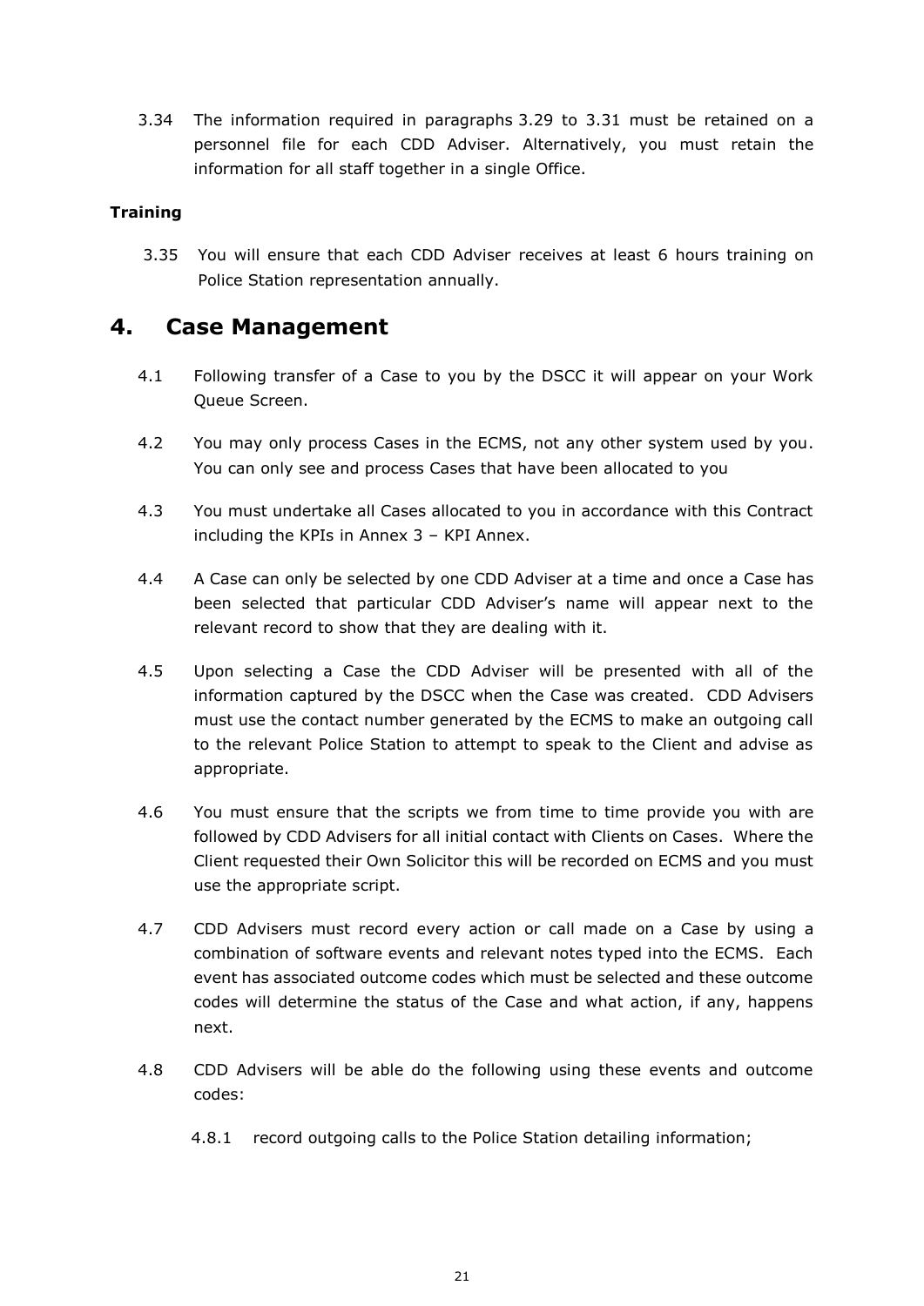3.34 The information required in paragraphs 3.29 to 3.31 must be retained on a personnel file for each CDD Adviser. Alternatively, you must retain the information for all staff together in a single Office.

**Training**

3.35 You will ensure that each CDD Adviser receives at least 6 hours training on Police Station representation annually.

# 4. Case Management

4.1 Following transfer of a Case to you by the DSCC it will appear on your Work Queue Screen.

4.2 You may only process Cases in the ECMS, not any other system used by you. You can only see and process Cases that have been allocated to you

4.3 You must undertake all Cases allocated to you in accordance with this Contract including the KPIs in Annex 3 – KPI Annex.

4.4 A Case can only be selected by one CDD Adviser at a time and once a Case has been selected that particular CDD Adviser's name will appear next to the relevant record to show that they are dealing with it.

4.5 Upon selecting a Case the CDD Adviser will be presented with all of the information captured by the DSCC when the Case was created. CDD Advisers must use the contact number generated by the ECMS to make an outgoing call to the relevant Police Station to attempt to speak to the Client and advise as appropriate.

4.6 You must ensure that the scripts we from time to time provide you with are followed by CDD Advisers for all initial contact with Clients on Cases. Where the Client requested their Own Solicitor this will be recorded on ECMS and you must use the appropriate script.

4.7 CDD Advisers must record every action or call made on a Case by using a combination of software events and relevant notes typed into the ECMS. Each event has associated outcome codes which must be selected and these outcome codes will determine the status of the Case and what action, if any, happens next.

4.8 CDD Advisers will be able do the following using these events and outcome codes:

4.8.1 record outgoing calls to the Police Station detailing information;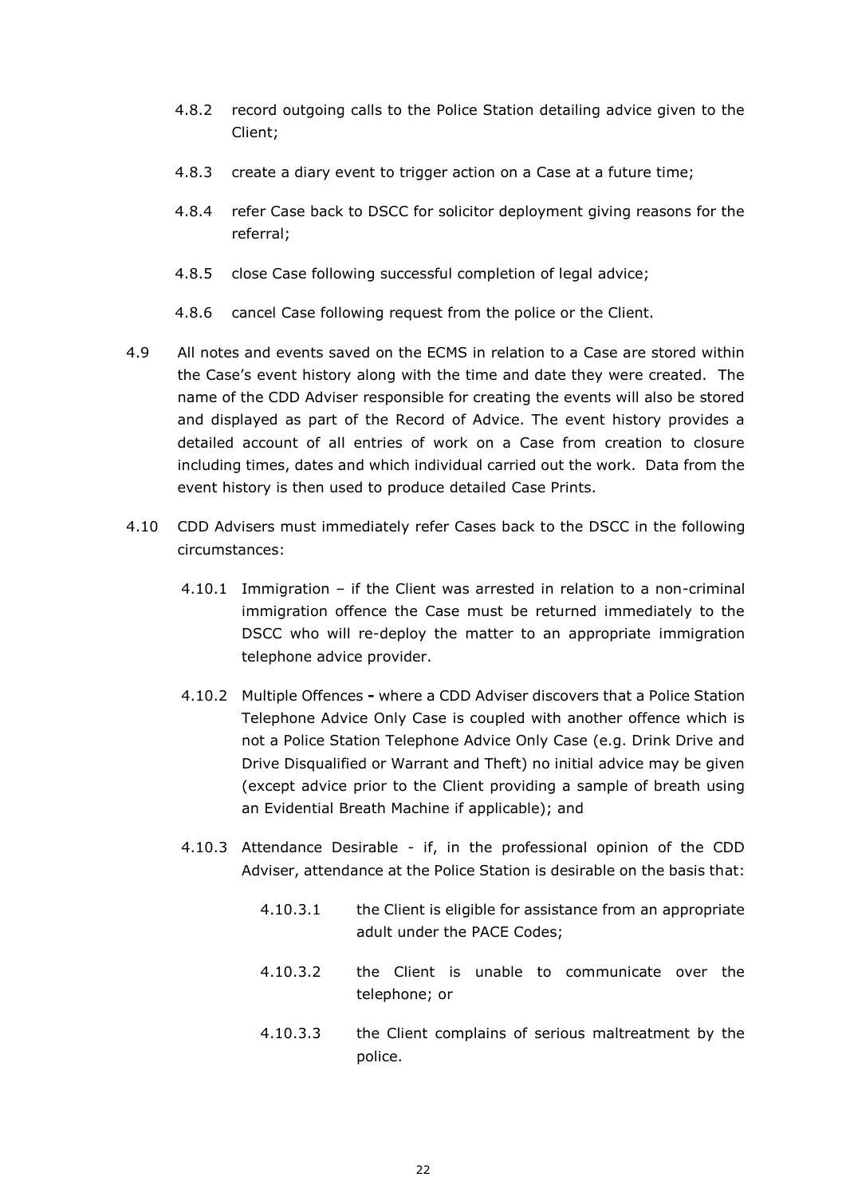4.8.2 record outgoing calls to the Police Station detailing advice given to the Client;

4.8.3 create a diary event to trigger action on a Case at a future time;

4.8.4 refer Case back to DSCC for solicitor deployment giving reasons for the referral;

4.8.5 close Case following successful completion of legal advice;

4.8.6 cancel Case following request from the police or the Client.

4.9 All notes and events saved on the ECMS in relation to a Case are stored within the Case's event history along with the time and date they were created. The name of the CDD Adviser responsible for creating the events will also be stored and displayed as part of the Record of Advice. The event history provides a detailed account of all entries of work on a Case from creation to closure including times, dates and which individual carried out the work. Data from the event history is then used to produce detailed Case Prints.

4.10 CDD Advisers must immediately refer Cases back to the DSCC in the following circumstances:

4.10.1 Immigration – if the Client was arrested in relation to a non-criminal immigration offence the Case must be returned immediately to the DSCC who will re-deploy the matter to an appropriate immigration telephone advice provider.

4.10.2 Multiple Offences **-** where a CDD Adviser discovers that a Police Station Telephone Advice Only Case is coupled with another offence which is not a Police Station Telephone Advice Only Case (e.g. Drink Drive and Drive Disqualified or Warrant and Theft) no initial advice may be given (except advice prior to the Client providing a sample of breath using an Evidential Breath Machine if applicable); and

4.10.3 Attendance Desirable - if, in the professional opinion of the CDD Adviser, attendance at the Police Station is desirable on the basis that:

4.10.3.1 the Client is eligible for assistance from an appropriate adult under the PACE Codes;

4.10.3.2 the Client is unable to communicate over the telephone; or

4.10.3.3 the Client complains of serious maltreatment by the police.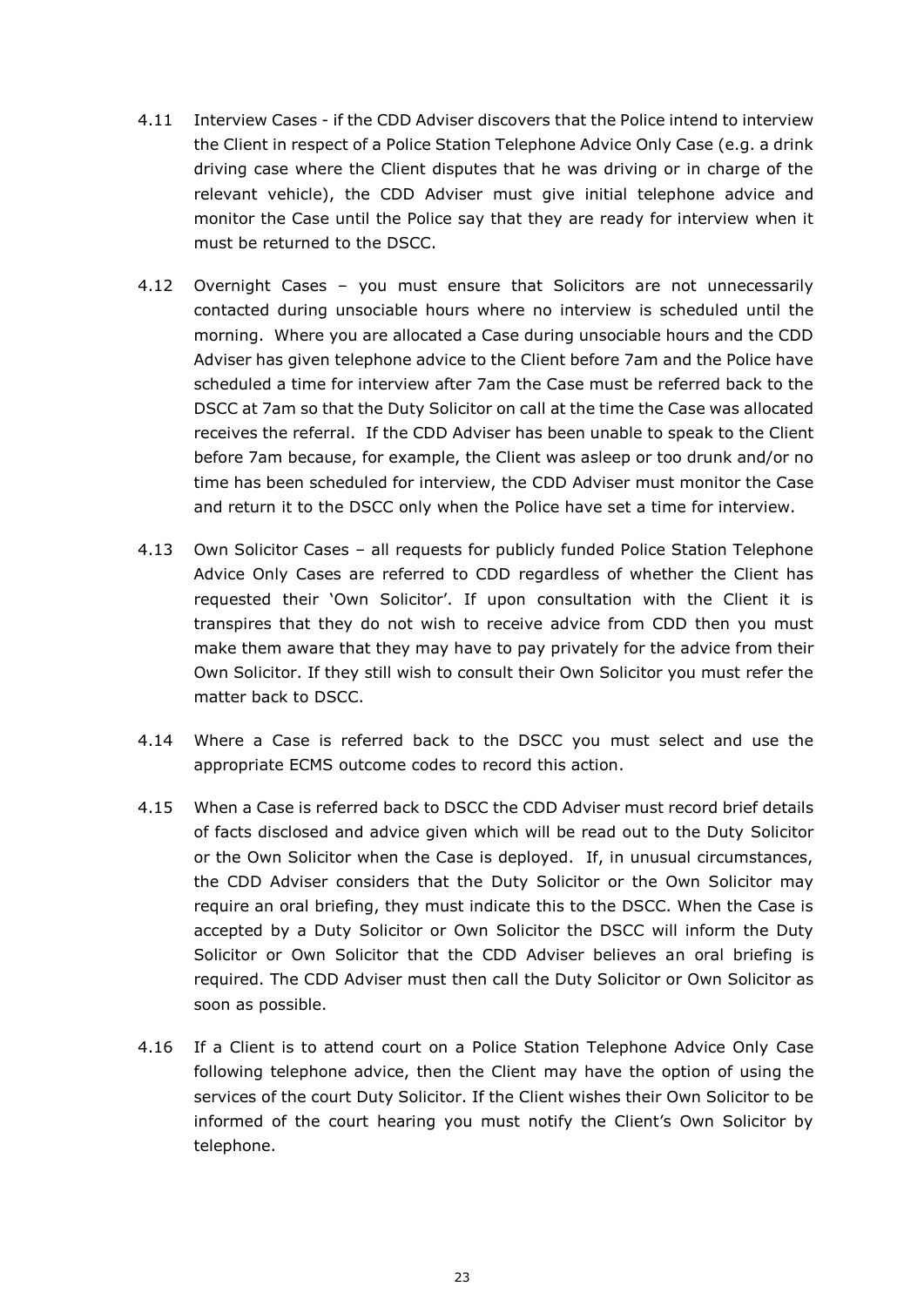4.11 Interview Cases - if the CDD Adviser discovers that the Police intend to interview the Client in respect of a Police Station Telephone Advice Only Case (e.g. a drink driving case where the Client disputes that he was driving or in charge of the relevant vehicle), the CDD Adviser must give initial telephone advice and monitor the Case until the Police say that they are ready for interview when it must be returned to the DSCC.

4.12 Overnight Cases – you must ensure that Solicitors are not unnecessarily contacted during unsociable hours where no interview is scheduled until the morning. Where you are allocated a Case during unsociable hours and the CDD Adviser has given telephone advice to the Client before 7am and the Police have scheduled a time for interview after 7am the Case must be referred back to the DSCC at 7am so that the Duty Solicitor on call at the time the Case was allocated receives the referral. If the CDD Adviser has been unable to speak to the Client before 7am because, for example, the Client was asleep or too drunk and/or no time has been scheduled for interview, the CDD Adviser must monitor the Case and return it to the DSCC only when the Police have set a time for interview.

4.13 Own Solicitor Cases – all requests for publicly funded Police Station Telephone Advice Only Cases are referred to CDD regardless of whether the Client has requested their 'Own Solicitor'. If upon consultation with the Client it is transpires that they do not wish to receive advice from CDD then you must make them aware that they may have to pay privately for the advice from their Own Solicitor. If they still wish to consult their Own Solicitor you must refer the matter back to DSCC.

4.14 Where a Case is referred back to the DSCC you must select and use the appropriate ECMS outcome codes to record this action.

4.15 When a Case is referred back to DSCC the CDD Adviser must record brief details of facts disclosed and advice given which will be read out to the Duty Solicitor or the Own Solicitor when the Case is deployed. If, in unusual circumstances, the CDD Adviser considers that the Duty Solicitor or the Own Solicitor may require an oral briefing, they must indicate this to the DSCC. When the Case is accepted by a Duty Solicitor or Own Solicitor the DSCC will inform the Duty Solicitor or Own Solicitor that the CDD Adviser believes an oral briefing is required. The CDD Adviser must then call the Duty Solicitor or Own Solicitor as soon as possible.

4.16 If a Client is to attend court on a Police Station Telephone Advice Only Case following telephone advice, then the Client may have the option of using the services of the court Duty Solicitor. If the Client wishes their Own Solicitor to be informed of the court hearing you must notify the Client's Own Solicitor by telephone.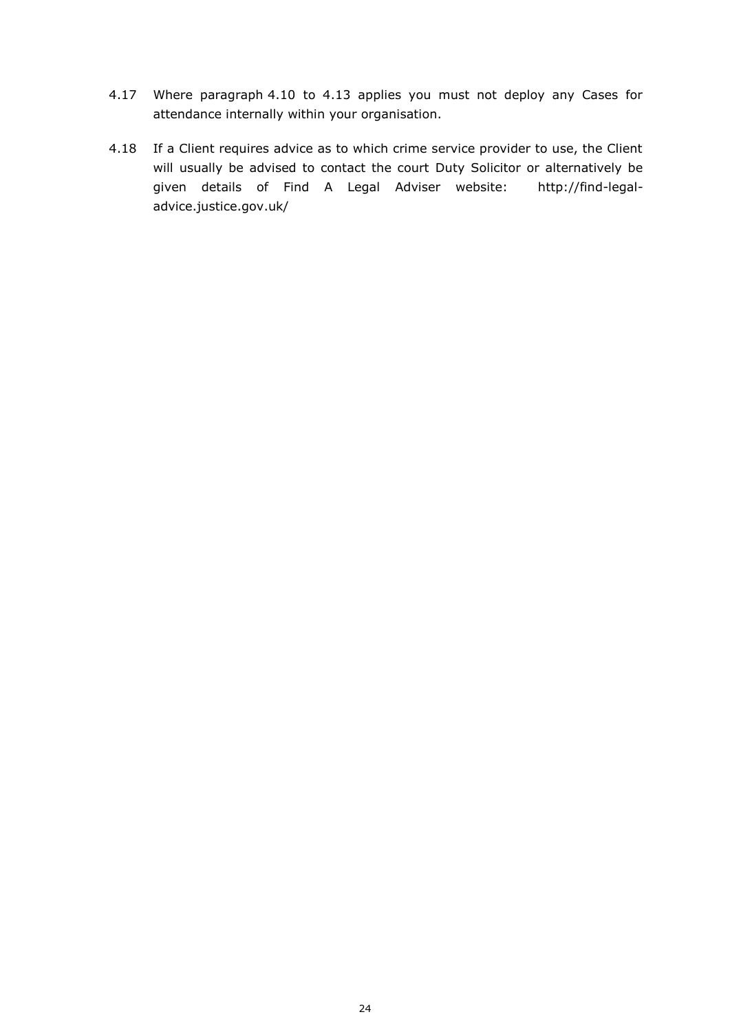4.17 Where paragraph 4.10 to 4.13 applies you must not deploy any Cases for attendance internally within your organisation.

4.18 If a Client requires advice as to which crime service provider to use, the Client will usually be advised to contact the court Duty Solicitor or alternatively be given details of Find A Legal Adviser website: http://find-legal-advice.justice.gov.uk/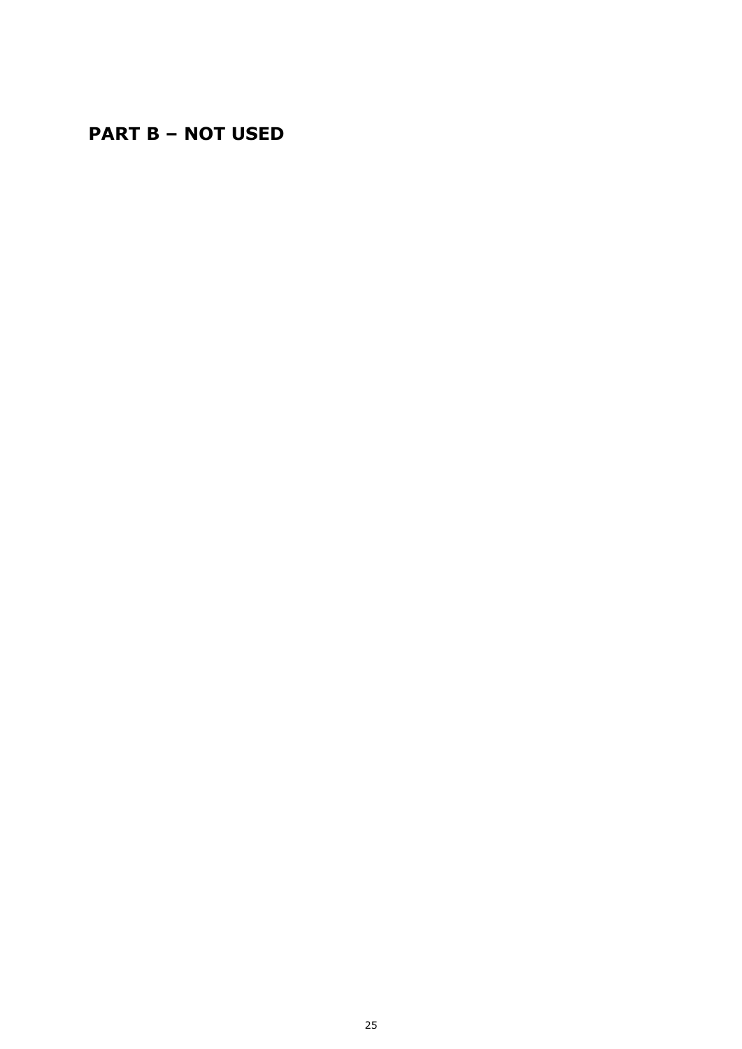## PART B – NOT USED